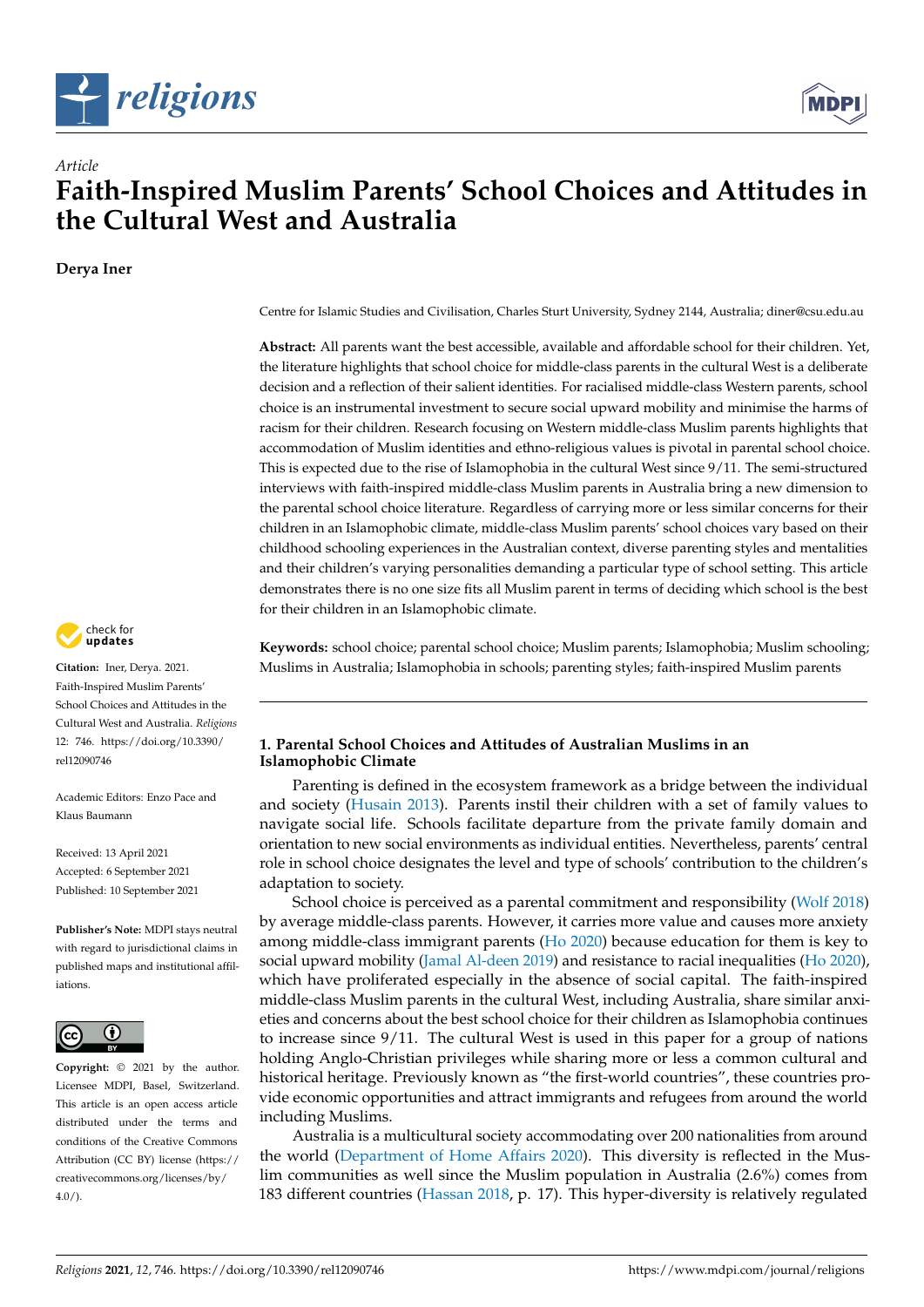*Article*

# Faith-Inspired Muslim Parents' School Choices and Attitudes in the Cultural West and Australia

**Derya Iner**

Centre for Islamic Studies and Civilisation, Charles Sturt University, Sydney 2144, Australia; diner@csu.edu.au

**Abstract:** All parents want the best accessible, available and affordable school for their children. Yet, the literature highlights that school choice for middle-class parents in the cultural West is a deliberate decision and a reflection of their salient identities. For racialised middle-class Western parents, school choice is an instrumental investment to secure social upward mobility and minimise the harms of racism for their children. Research focusing on Western middle-class Muslim parents highlights that accommodation of Muslim identities and ethno-religious values is pivotal in parental school choice. This is expected due to the rise of Islamophobia in the cultural West since 9/11. The semi-structured interviews with faith-inspired middle-class Muslim parents in Australia bring a new dimension to the parental school choice literature. Regardless of carrying more or less similar concerns for their children in an Islamophobic climate, middle-class Muslim parents' school choices vary based on their childhood schooling experiences in the Australian context, diverse parenting styles and mentalities and their children's varying personalities demanding a particular type of school setting. This article demonstrates there is no one size fits all Muslim parent in terms of deciding which school is the best for their children in an Islamophobic climate.

**Keywords:** school choice; parental school choice; Muslim parents; Islamophobia; Muslim schooling; Muslims in Australia; Islamophobia in schools; parenting styles; faith-inspired Muslim parents

**Citation:** Iner, Derya. 2021. Faith-Inspired Muslim Parents' School Choices and Attitudes in the Cultural West and Australia. *Religions* 12: 746. https://doi.org/10.3390/rel12090746

Academic Editors: Enzo Pace and Klaus Baumann

Received: 13 April 2021
Accepted: 6 September 2021
Published: 10 September 2021

**Publisher's Note:** MDPI stays neutral with regard to jurisdictional claims in published maps and institutional affiliations.

**Copyright:** © 2021 by the author. Licensee MDPI, Basel, Switzerland. This article is an open access article distributed under the terms and conditions of the Creative Commons Attribution (CC BY) license (https://creativecommons.org/licenses/by/4.0/).

## 1. Parental School Choices and Attitudes of Australian Muslims in an Islamophobic Climate

Parenting is defined in the ecosystem framework as a bridge between the individual and society (Husain 2013). Parents instil their children with a set of family values to navigate social life. Schools facilitate departure from the private family domain and orientation to new social environments as individual entities. Nevertheless, parents' central role in school choice designates the level and type of schools' contribution to the children's adaptation to society.

School choice is perceived as a parental commitment and responsibility (Wolf 2018) by average middle-class parents. However, it carries more value and causes more anxiety among middle-class immigrant parents (Ho 2020) because education for them is key to social upward mobility (Jamal Al-deen 2019) and resistance to racial inequalities (Ho 2020), which have proliferated especially in the absence of social capital. The faith-inspired middle-class Muslim parents in the cultural West, including Australia, share similar anxieties and concerns about the best school choice for their children as Islamophobia continues to increase since 9/11. The cultural West is used in this paper for a group of nations holding Anglo-Christian privileges while sharing more or less a common cultural and historical heritage. Previously known as "the first-world countries", these countries provide economic opportunities and attract immigrants and refugees from around the world including Muslims.

Australia is a multicultural society accommodating over 200 nationalities from around the world (Department of Home Affairs 2020). This diversity is reflected in the Muslim communities as well since the Muslim population in Australia (2.6%) comes from 183 different countries (Hassan 2018, p. 17). This hyper-diversity is relatively regulated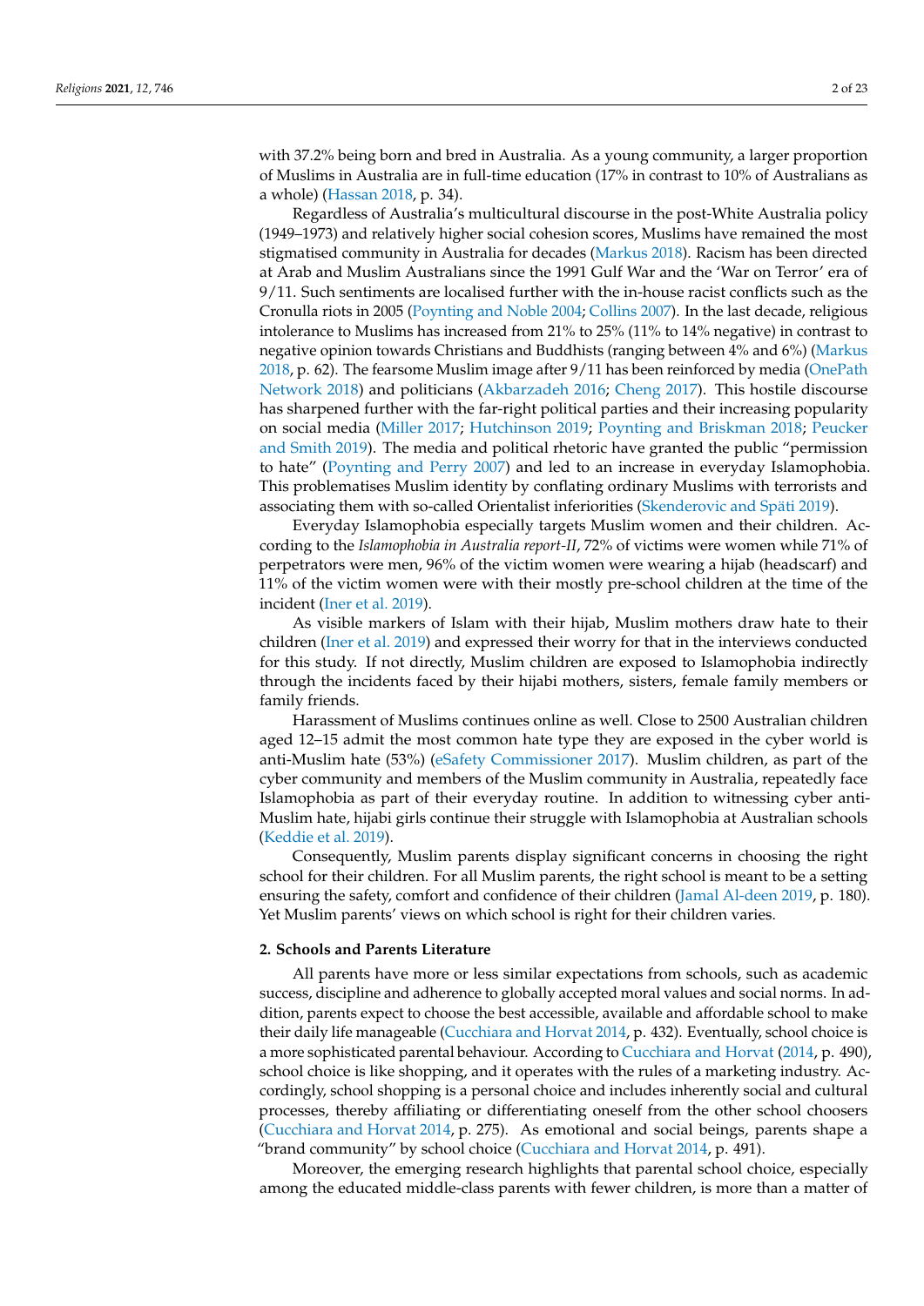with 37.2% being born and bred in Australia. As a young community, a larger proportion of Muslims in Australia are in full-time education (17% in contrast to 10% of Australians as a whole) (Hassan 2018, p. 34).

Regardless of Australia's multicultural discourse in the post-White Australia policy (1949–1973) and relatively higher social cohesion scores, Muslims have remained the most stigmatised community in Australia for decades (Markus 2018). Racism has been directed at Arab and Muslim Australians since the 1991 Gulf War and the 'War on Terror' era of 9/11. Such sentiments are localised further with the in-house racist conflicts such as the Cronulla riots in 2005 (Poynting and Noble 2004; Collins 2007). In the last decade, religious intolerance to Muslims has increased from 21% to 25% (11% to 14% negative) in contrast to negative opinion towards Christians and Buddhists (ranging between 4% and 6%) (Markus 2018, p. 62). The fearsome Muslim image after 9/11 has been reinforced by media (OnePath Network 2018) and politicians (Akbarzadeh 2016; Cheng 2017). This hostile discourse has sharpened further with the far-right political parties and their increasing popularity on social media (Miller 2017; Hutchinson 2019; Poynting and Briskman 2018; Peucker and Smith 2019). The media and political rhetoric have granted the public "permission to hate" (Poynting and Perry 2007) and led to an increase in everyday Islamophobia. This problematises Muslim identity by conflating ordinary Muslims with terrorists and associating them with so-called Orientalist inferiorities (Skenderovic and Späti 2019).

Everyday Islamophobia especially targets Muslim women and their children. According to the *Islamophobia in Australia report-II*, 72% of victims were women while 71% of perpetrators were men, 96% of the victim women were wearing a hijab (headscarf) and 11% of the victim women were with their mostly pre-school children at the time of the incident (Iner et al. 2019).

As visible markers of Islam with their hijab, Muslim mothers draw hate to their children (Iner et al. 2019) and expressed their worry for that in the interviews conducted for this study. If not directly, Muslim children are exposed to Islamophobia indirectly through the incidents faced by their hijabi mothers, sisters, female family members or family friends.

Harassment of Muslims continues online as well. Close to 2500 Australian children aged 12–15 admit the most common hate type they are exposed in the cyber world is anti-Muslim hate (53%) (eSafety Commissioner 2017). Muslim children, as part of the cyber community and members of the Muslim community in Australia, repeatedly face Islamophobia as part of their everyday routine. In addition to witnessing cyber anti-Muslim hate, hijabi girls continue their struggle with Islamophobia at Australian schools (Keddie et al. 2019).

Consequently, Muslim parents display significant concerns in choosing the right school for their children. For all Muslim parents, the right school is meant to be a setting ensuring the safety, comfort and confidence of their children (Jamal Al-deen 2019, p. 180). Yet Muslim parents' views on which school is right for their children varies.

## 2. Schools and Parents Literature

All parents have more or less similar expectations from schools, such as academic success, discipline and adherence to globally accepted moral values and social norms. In addition, parents expect to choose the best accessible, available and affordable school to make their daily life manageable (Cucchiara and Horvat 2014, p. 432). Eventually, school choice is a more sophisticated parental behaviour. According to Cucchiara and Horvat (2014, p. 490), school choice is like shopping, and it operates with the rules of a marketing industry. Accordingly, school shopping is a personal choice and includes inherently social and cultural processes, thereby affiliating or differentiating oneself from the other school choosers (Cucchiara and Horvat 2014, p. 275). As emotional and social beings, parents shape a "brand community" by school choice (Cucchiara and Horvat 2014, p. 491).

Moreover, the emerging research highlights that parental school choice, especially among the educated middle-class parents with fewer children, is more than a matter of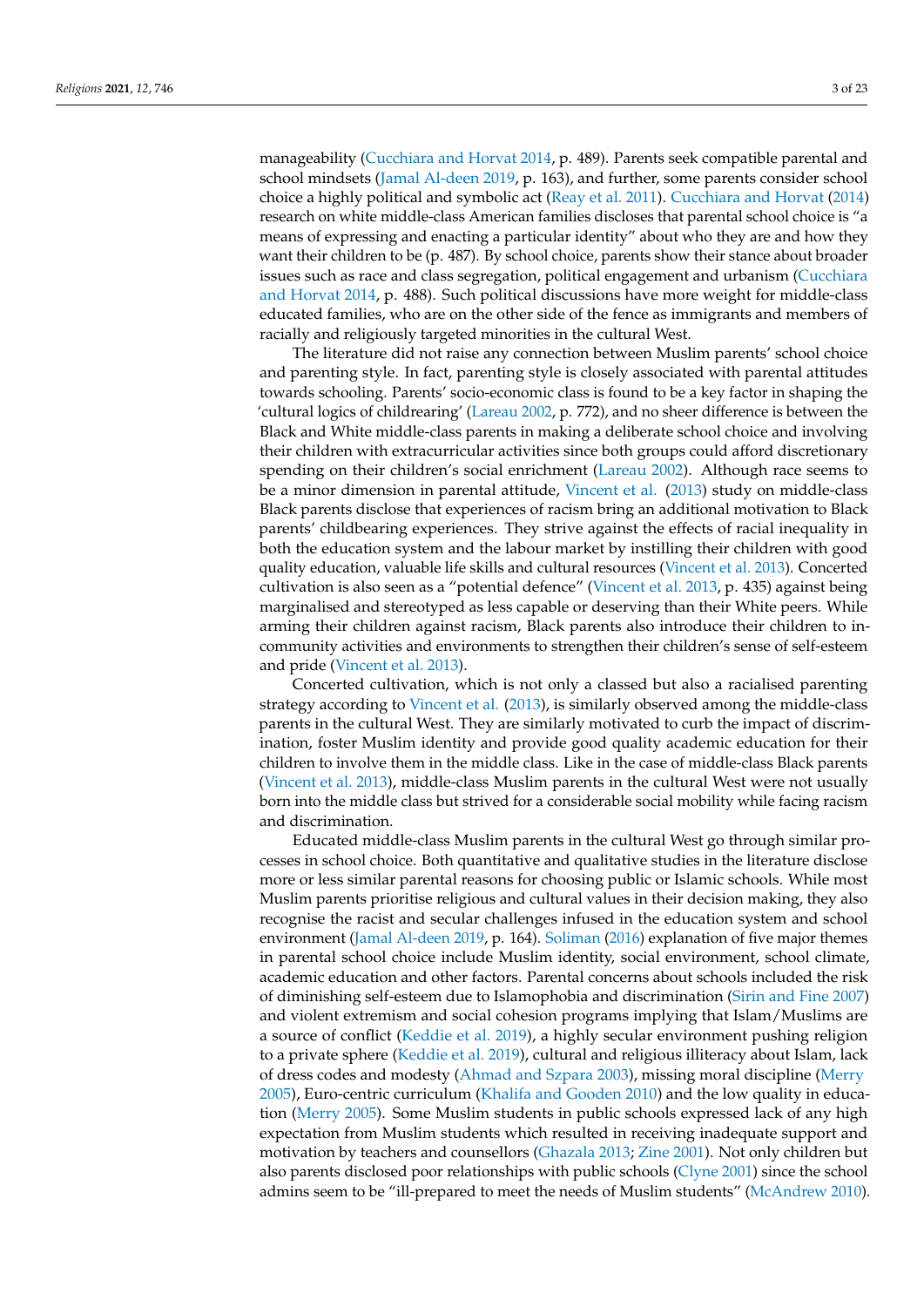manageability (Cucchiara and Horvat 2014, p. 489). Parents seek compatible parental and school mindsets (Jamal Al-deen 2019, p. 163), and further, some parents consider school choice a highly political and symbolic act (Reay et al. 2011). Cucchiara and Horvat (2014) research on white middle-class American families discloses that parental school choice is "a means of expressing and enacting a particular identity" about who they are and how they want their children to be (p. 487). By school choice, parents show their stance about broader issues such as race and class segregation, political engagement and urbanism (Cucchiara and Horvat 2014, p. 488). Such political discussions have more weight for middle-class educated families, who are on the other side of the fence as immigrants and members of racially and religiously targeted minorities in the cultural West.

The literature did not raise any connection between Muslim parents' school choice and parenting style. In fact, parenting style is closely associated with parental attitudes towards schooling. Parents' socio-economic class is found to be a key factor in shaping the 'cultural logics of childrearing' (Lareau 2002, p. 772), and no sheer difference is between the Black and White middle-class parents in making a deliberate school choice and involving their children with extracurricular activities since both groups could afford discretionary spending on their children's social enrichment (Lareau 2002). Although race seems to be a minor dimension in parental attitude, Vincent et al. (2013) study on middle-class Black parents disclose that experiences of racism bring an additional motivation to Black parents' childbearing experiences. They strive against the effects of racial inequality in both the education system and the labour market by instilling their children with good quality education, valuable life skills and cultural resources (Vincent et al. 2013). Concerted cultivation is also seen as a "potential defence" (Vincent et al. 2013, p. 435) against being marginalised and stereotyped as less capable or deserving than their White peers. While arming their children against racism, Black parents also introduce their children to in-community activities and environments to strengthen their children's sense of self-esteem and pride (Vincent et al. 2013).

Concerted cultivation, which is not only a classed but also a racialised parenting strategy according to Vincent et al. (2013), is similarly observed among the middle-class parents in the cultural West. They are similarly motivated to curb the impact of discrimination, foster Muslim identity and provide good quality academic education for their children to involve them in the middle class. Like in the case of middle-class Black parents (Vincent et al. 2013), middle-class Muslim parents in the cultural West were not usually born into the middle class but strived for a considerable social mobility while facing racism and discrimination.

Educated middle-class Muslim parents in the cultural West go through similar processes in school choice. Both quantitative and qualitative studies in the literature disclose more or less similar parental reasons for choosing public or Islamic schools. While most Muslim parents prioritise religious and cultural values in their decision making, they also recognise the racist and secular challenges infused in the education system and school environment (Jamal Al-deen 2019, p. 164). Soliman (2016) explanation of five major themes in parental school choice include Muslim identity, social environment, school climate, academic education and other factors. Parental concerns about schools included the risk of diminishing self-esteem due to Islamophobia and discrimination (Sirin and Fine 2007) and violent extremism and social cohesion programs implying that Islam/Muslims are a source of conflict (Keddie et al. 2019), a highly secular environment pushing religion to a private sphere (Keddie et al. 2019), cultural and religious illiteracy about Islam, lack of dress codes and modesty (Ahmad and Szpara 2003), missing moral discipline (Merry 2005), Euro-centric curriculum (Khalifa and Gooden 2010) and the low quality in education (Merry 2005). Some Muslim students in public schools expressed lack of any high expectation from Muslim students which resulted in receiving inadequate support and motivation by teachers and counsellors (Ghazala 2013; Zine 2001). Not only children but also parents disclosed poor relationships with public schools (Clyne 2001) since the school admins seem to be "ill-prepared to meet the needs of Muslim students" (McAndrew 2010).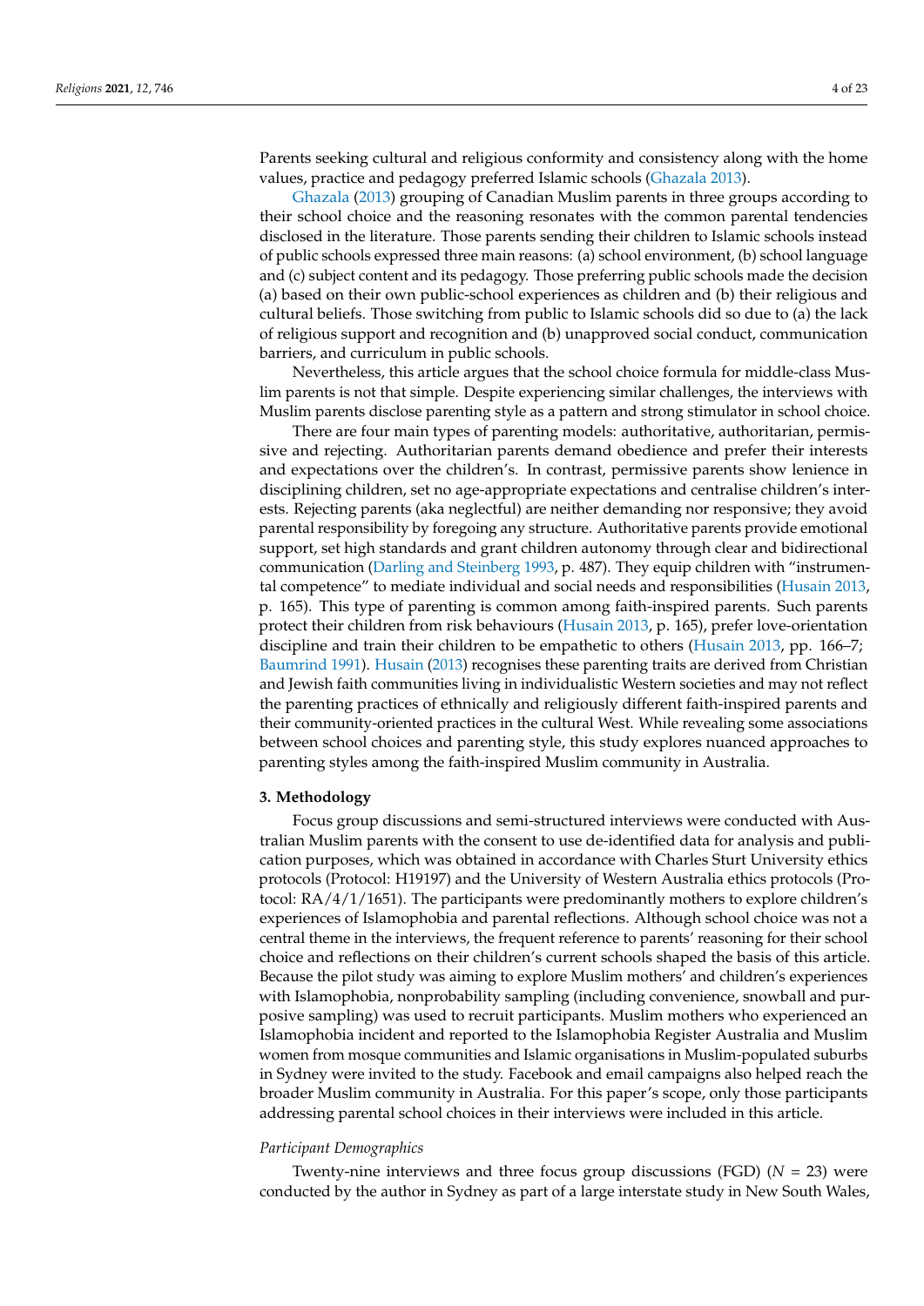Parents seeking cultural and religious conformity and consistency along with the home values, practice and pedagogy preferred Islamic schools (Ghazala 2013).

Ghazala (2013) grouping of Canadian Muslim parents in three groups according to their school choice and the reasoning resonates with the common parental tendencies disclosed in the literature. Those parents sending their children to Islamic schools instead of public schools expressed three main reasons: (a) school environment, (b) school language and (c) subject content and its pedagogy. Those preferring public schools made the decision (a) based on their own public-school experiences as children and (b) their religious and cultural beliefs. Those switching from public to Islamic schools did so due to (a) the lack of religious support and recognition and (b) unapproved social conduct, communication barriers, and curriculum in public schools.

Nevertheless, this article argues that the school choice formula for middle-class Muslim parents is not that simple. Despite experiencing similar challenges, the interviews with Muslim parents disclose parenting style as a pattern and strong stimulator in school choice.

There are four main types of parenting models: authoritative, authoritarian, permissive and rejecting. Authoritarian parents demand obedience and prefer their interests and expectations over the children's. In contrast, permissive parents show lenience in disciplining children, set no age-appropriate expectations and centralise children's interests. Rejecting parents (aka neglectful) are neither demanding nor responsive; they avoid parental responsibility by foregoing any structure. Authoritative parents provide emotional support, set high standards and grant children autonomy through clear and bidirectional communication (Darling and Steinberg 1993, p. 487). They equip children with "instrumental competence" to mediate individual and social needs and responsibilities (Husain 2013, p. 165). This type of parenting is common among faith-inspired parents. Such parents protect their children from risk behaviours (Husain 2013, p. 165), prefer love-orientation discipline and train their children to be empathetic to others (Husain 2013, pp. 166–7; Baumrind 1991). Husain (2013) recognises these parenting traits are derived from Christian and Jewish faith communities living in individualistic Western societies and may not reflect the parenting practices of ethnically and religiously different faith-inspired parents and their community-oriented practices in the cultural West. While revealing some associations between school choices and parenting style, this study explores nuanced approaches to parenting styles among the faith-inspired Muslim community in Australia.

## 3. Methodology

Focus group discussions and semi-structured interviews were conducted with Australian Muslim parents with the consent to use de-identified data for analysis and publication purposes, which was obtained in accordance with Charles Sturt University ethics protocols (Protocol: H19197) and the University of Western Australia ethics protocols (Protocol: RA/4/1/1651). The participants were predominantly mothers to explore children's experiences of Islamophobia and parental reflections. Although school choice was not a central theme in the interviews, the frequent reference to parents' reasoning for their school choice and reflections on their children's current schools shaped the basis of this article. Because the pilot study was aiming to explore Muslim mothers' and children's experiences with Islamophobia, nonprobability sampling (including convenience, snowball and purposive sampling) was used to recruit participants. Muslim mothers who experienced an Islamophobia incident and reported to the Islamophobia Register Australia and Muslim women from mosque communities and Islamic organisations in Muslim-populated suburbs in Sydney were invited to the study. Facebook and email campaigns also helped reach the broader Muslim community in Australia. For this paper's scope, only those participants addressing parental school choices in their interviews were included in this article.

### *Participant Demographics*

Twenty-nine interviews and three focus group discussions (FGD) ($N = 23$) were conducted by the author in Sydney as part of a large interstate study in New South Wales,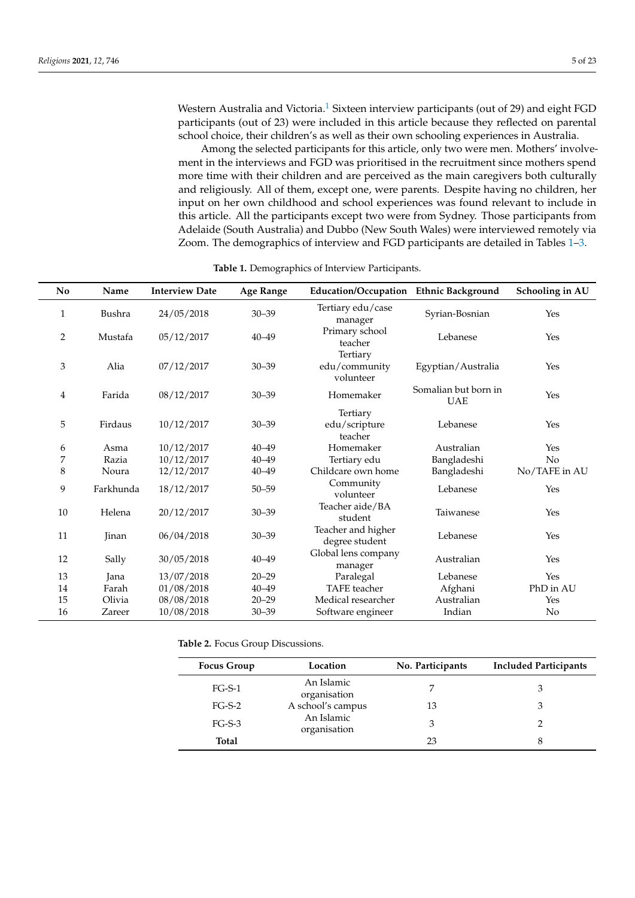Western Australia and Victoria.[1] Sixteen interview participants (out of 29) and eight FGD participants (out of 23) were included in this article because they reflected on parental school choice, their children's as well as their own schooling experiences in Australia.

Among the selected participants for this article, only two were men. Mothers' involvement in the interviews and FGD was prioritised in the recruitment since mothers spend more time with their children and are perceived as the main caregivers both culturally and religiously. All of them, except one, were parents. Despite having no children, her input on her own childhood and school experiences was found relevant to include in this article. All the participants except two were from Sydney. Those participants from Adelaide (South Australia) and Dubbo (New South Wales) were interviewed remotely via Zoom. The demographics of interview and FGD participants are detailed in Tables 1–3.

**Table 1.** Demographics of Interview Participants.

| No | Name | Interview Date | Age Range | Education/Occupation | Ethnic Background | Schooling in AU |
|---|---|---|---|---|---|---|
| 1 | Bushra | 24/05/2018 | 30–39 | Tertiary edu/case manager | Syrian-Bosnian | Yes |
| 2 | Mustafa | 05/12/2017 | 40–49 | Primary school teacher | Lebanese | Yes |
| 3 | Alia | 07/12/2017 | 30–39 | Tertiary edu/community volunteer | Egyptian/Australia | Yes |
| 4 | Farida | 08/12/2017 | 30–39 | Homemaker | Somalian but born in UAE | Yes |
| 5 | Firdaus | 10/12/2017 | 30–39 | Tertiary edu/scripture teacher | Lebanese | Yes |
| 6 | Asma | 10/12/2017 | 40–49 | Homemaker | Australian | Yes |
| 7 | Razia | 10/12/2017 | 40–49 | Tertiary edu | Bangladeshi | No |
| 8 | Noura | 12/12/2017 | 40–49 | Childcare own home | Bangladeshi | No/TAFE in AU |
| 9 | Farkhunda | 18/12/2017 | 50–59 | Community volunteer | Lebanese | Yes |
| 10 | Helena | 20/12/2017 | 30–39 | Teacher aide/BA student | Taiwanese | Yes |
| 11 | Jinan | 06/04/2018 | 30–39 | Teacher and higher degree student | Lebanese | Yes |
| 12 | Sally | 30/05/2018 | 40–49 | Global lens company manager | Australian | Yes |
| 13 | Jana | 13/07/2018 | 20–29 | Paralegal | Lebanese | Yes |
| 14 | Farah | 01/08/2018 | 40–49 | TAFE teacher | Afghani | PhD in AU |
| 15 | Olivia | 08/08/2018 | 20–29 | Medical researcher | Australian | Yes |
| 16 | Zareer | 10/08/2018 | 30–39 | Software engineer | Indian | No |

**Table 2.** Focus Group Discussions.

| Focus Group | Location | No. Participants | Included Participants |
|---|---|---|---|
| FG-S-1 | An Islamic organisation | 7 | 3 |
| FG-S-2 | A school's campus | 13 | 3 |
| FG-S-3 | An Islamic organisation | 3 | 2 |
| **Total** | | 23 | 8 |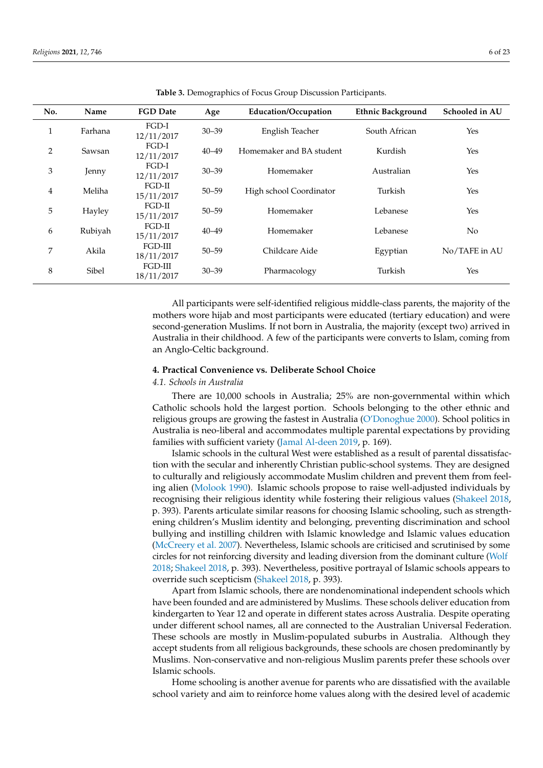**Table 3.** Demographics of Focus Group Discussion Participants.

| No. | Name | FGD Date | Age | Education/Occupation | Ethnic Background | Schooled in AU |
|---|---|---|---|---|---|---|
| 1 | Farhana | FGD-I 12/11/2017 | 30–39 | English Teacher | South African | Yes |
| 2 | Sawsan | FGD-I 12/11/2017 | 40–49 | Homemaker and BA student | Kurdish | Yes |
| 3 | Jenny | FGD-I 12/11/2017 | 30–39 | Homemaker | Australian | Yes |
| 4 | Meliha | FGD-II 15/11/2017 | 50–59 | High school Coordinator | Turkish | Yes |
| 5 | Hayley | FGD-II 15/11/2017 | 50–59 | Homemaker | Lebanese | Yes |
| 6 | Rubiyah | FGD-II 15/11/2017 | 40–49 | Homemaker | Lebanese | No |
| 7 | Akila | FGD-III 18/11/2017 | 50–59 | Childcare Aide | Egyptian | No/TAFE in AU |
| 8 | Sibel | FGD-III 18/11/2017 | 30–39 | Pharmacology | Turkish | Yes |

All participants were self-identified religious middle-class parents, the majority of the mothers wore hijab and most participants were educated (tertiary education) and were second-generation Muslims. If not born in Australia, the majority (except two) arrived in Australia in their childhood. A few of the participants were converts to Islam, coming from an Anglo-Celtic background.

## 4. Practical Convenience vs. Deliberate School Choice

### *4.1. Schools in Australia*

There are 10,000 schools in Australia; 25% are non-governmental within which Catholic schools hold the largest portion. Schools belonging to the other ethnic and religious groups are growing the fastest in Australia (O'Donoghue 2000). School politics in Australia is neo-liberal and accommodates multiple parental expectations by providing families with sufficient variety (Jamal Al-deen 2019, p. 169).

Islamic schools in the cultural West were established as a result of parental dissatisfaction with the secular and inherently Christian public-school systems. They are designed to culturally and religiously accommodate Muslim children and prevent them from feeling alien (Molook 1990). Islamic schools propose to raise well-adjusted individuals by recognising their religious identity while fostering their religious values (Shakeel 2018, p. 393). Parents articulate similar reasons for choosing Islamic schooling, such as strengthening children's Muslim identity and belonging, preventing discrimination and school bullying and instilling children with Islamic knowledge and Islamic values education (McCreery et al. 2007). Nevertheless, Islamic schools are criticised and scrutinised by some circles for not reinforcing diversity and leading diversion from the dominant culture (Wolf 2018; Shakeel 2018, p. 393). Nevertheless, positive portrayal of Islamic schools appears to override such scepticism (Shakeel 2018, p. 393).

Apart from Islamic schools, there are nondenominational independent schools which have been founded and are administered by Muslims. These schools deliver education from kindergarten to Year 12 and operate in different states across Australia. Despite operating under different school names, all are connected to the Australian Universal Federation. These schools are mostly in Muslim-populated suburbs in Australia. Although they accept students from all religious backgrounds, these schools are chosen predominantly by Muslims. Non-conservative and non-religious Muslim parents prefer these schools over Islamic schools.

Home schooling is another avenue for parents who are dissatisfied with the available school variety and aim to reinforce home values along with the desired level of academic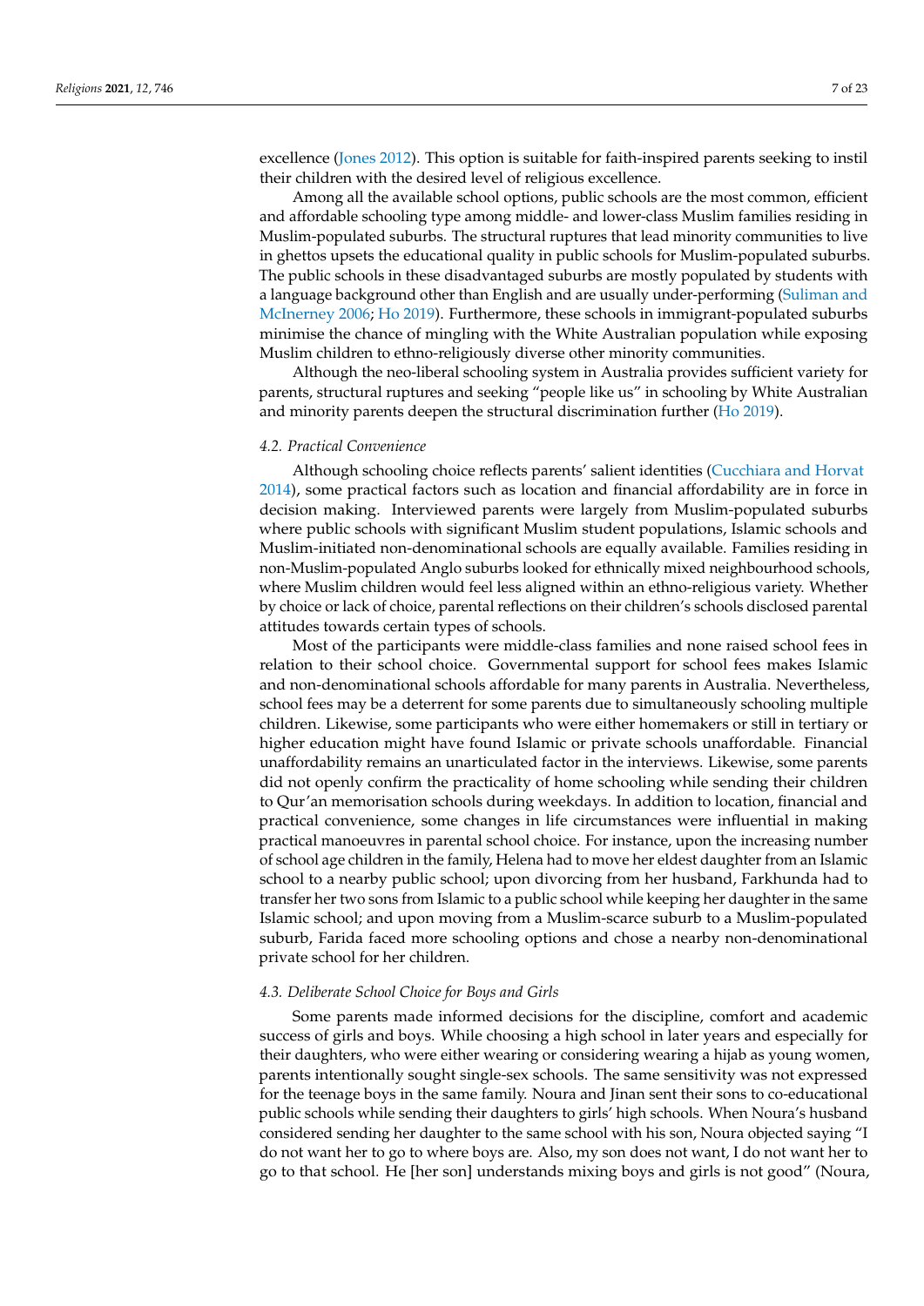excellence (Jones 2012). This option is suitable for faith-inspired parents seeking to instil their children with the desired level of religious excellence.

Among all the available school options, public schools are the most common, efficient and affordable schooling type among middle- and lower-class Muslim families residing in Muslim-populated suburbs. The structural ruptures that lead minority communities to live in ghettos upsets the educational quality in public schools for Muslim-populated suburbs. The public schools in these disadvantaged suburbs are mostly populated by students with a language background other than English and are usually under-performing (Suliman and McInerney 2006; Ho 2019). Furthermore, these schools in immigrant-populated suburbs minimise the chance of mingling with the White Australian population while exposing Muslim children to ethno-religiously diverse other minority communities.

Although the neo-liberal schooling system in Australia provides sufficient variety for parents, structural ruptures and seeking "people like us" in schooling by White Australian and minority parents deepen the structural discrimination further (Ho 2019).

### *4.2. Practical Convenience*

Although schooling choice reflects parents' salient identities (Cucchiara and Horvat 2014), some practical factors such as location and financial affordability are in force in decision making. Interviewed parents were largely from Muslim-populated suburbs where public schools with significant Muslim student populations, Islamic schools and Muslim-initiated non-denominational schools are equally available. Families residing in non-Muslim-populated Anglo suburbs looked for ethnically mixed neighbourhood schools, where Muslim children would feel less aligned within an ethno-religious variety. Whether by choice or lack of choice, parental reflections on their children's schools disclosed parental attitudes towards certain types of schools.

Most of the participants were middle-class families and none raised school fees in relation to their school choice. Governmental support for school fees makes Islamic and non-denominational schools affordable for many parents in Australia. Nevertheless, school fees may be a deterrent for some parents due to simultaneously schooling multiple children. Likewise, some participants who were either homemakers or still in tertiary or higher education might have found Islamic or private schools unaffordable. Financial unaffordability remains an unarticulated factor in the interviews. Likewise, some parents did not openly confirm the practicality of home schooling while sending their children to Qur'an memorisation schools during weekdays. In addition to location, financial and practical convenience, some changes in life circumstances were influential in making practical manoeuvres in parental school choice. For instance, upon the increasing number of school age children in the family, Helena had to move her eldest daughter from an Islamic school to a nearby public school; upon divorcing from her husband, Farkhunda had to transfer her two sons from Islamic to a public school while keeping her daughter in the same Islamic school; and upon moving from a Muslim-scarce suburb to a Muslim-populated suburb, Farida faced more schooling options and chose a nearby non-denominational private school for her children.

### *4.3. Deliberate School Choice for Boys and Girls*

Some parents made informed decisions for the discipline, comfort and academic success of girls and boys. While choosing a high school in later years and especially for their daughters, who were either wearing or considering wearing a hijab as young women, parents intentionally sought single-sex schools. The same sensitivity was not expressed for the teenage boys in the same family. Noura and Jinan sent their sons to co-educational public schools while sending their daughters to girls' high schools. When Noura's husband considered sending her daughter to the same school with his son, Noura objected saying "I do not want her to go to where boys are. Also, my son does not want, I do not want her to go to that school. He [her son] understands mixing boys and girls is not good" (Noura,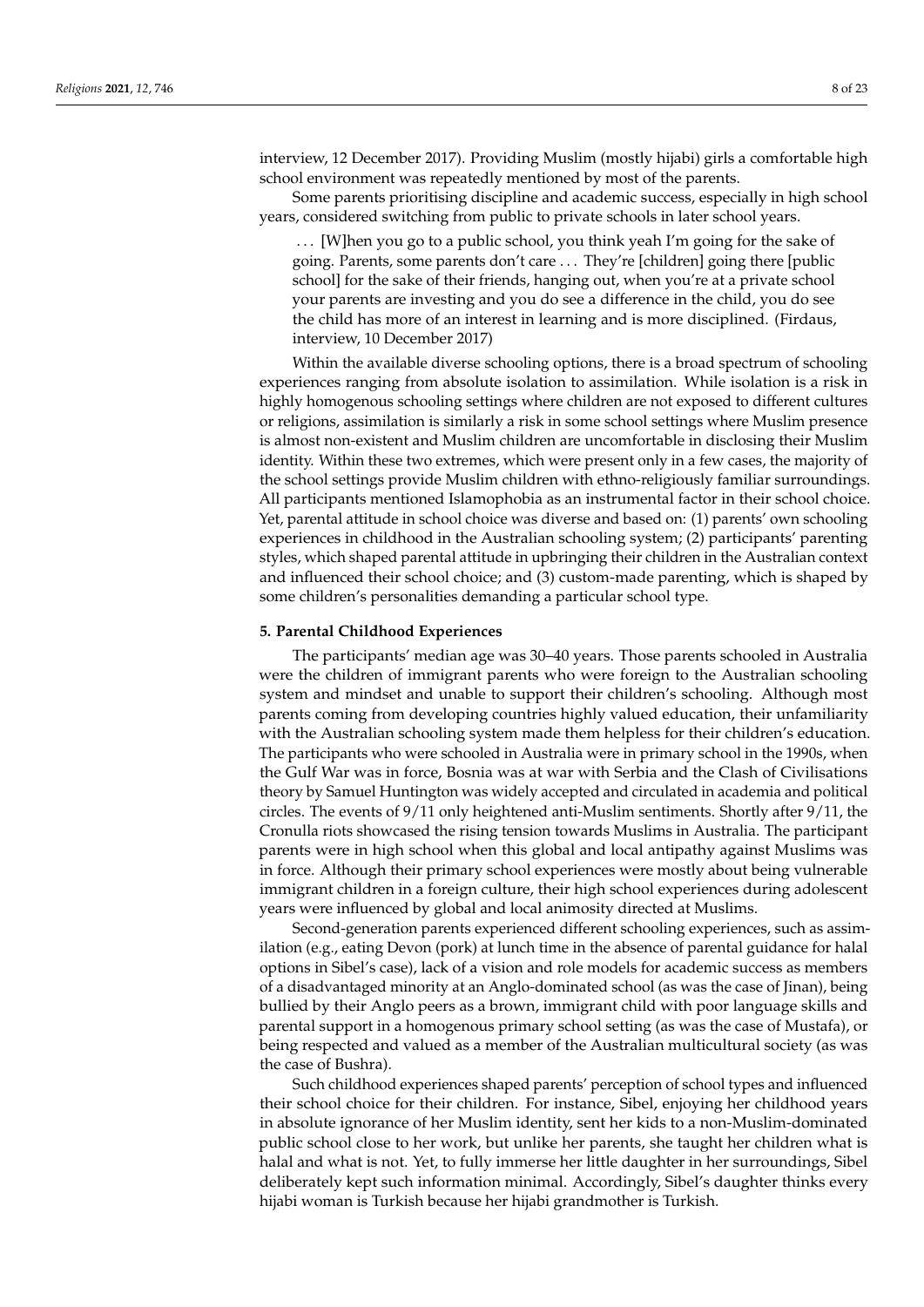interview, 12 December 2017). Providing Muslim (mostly hijabi) girls a comfortable high school environment was repeatedly mentioned by most of the parents.

Some parents prioritising discipline and academic success, especially in high school years, considered switching from public to private schools in later school years.

> . . . [W]hen you go to a public school, you think yeah I'm going for the sake of going. Parents, some parents don't care . . . They're [children] going there [public school] for the sake of their friends, hanging out, when you're at a private school your parents are investing and you do see a difference in the child, you do see the child has more of an interest in learning and is more disciplined. (Firdaus, interview, 10 December 2017)

Within the available diverse schooling options, there is a broad spectrum of schooling experiences ranging from absolute isolation to assimilation. While isolation is a risk in highly homogenous schooling settings where children are not exposed to different cultures or religions, assimilation is similarly a risk in some school settings where Muslim presence is almost non-existent and Muslim children are uncomfortable in disclosing their Muslim identity. Within these two extremes, which were present only in a few cases, the majority of the school settings provide Muslim children with ethno-religiously familiar surroundings. All participants mentioned Islamophobia as an instrumental factor in their school choice. Yet, parental attitude in school choice was diverse and based on: (1) parents' own schooling experiences in childhood in the Australian schooling system; (2) participants' parenting styles, which shaped parental attitude in upbringing their children in the Australian context and influenced their school choice; and (3) custom-made parenting, which is shaped by some children's personalities demanding a particular school type.

## 5. Parental Childhood Experiences

The participants' median age was 30–40 years. Those parents schooled in Australia were the children of immigrant parents who were foreign to the Australian schooling system and mindset and unable to support their children's schooling. Although most parents coming from developing countries highly valued education, their unfamiliarity with the Australian schooling system made them helpless for their children's education. The participants who were schooled in Australia were in primary school in the 1990s, when the Gulf War was in force, Bosnia was at war with Serbia and the Clash of Civilisations theory by Samuel Huntington was widely accepted and circulated in academia and political circles. The events of 9/11 only heightened anti-Muslim sentiments. Shortly after 9/11, the Cronulla riots showcased the rising tension towards Muslims in Australia. The participant parents were in high school when this global and local antipathy against Muslims was in force. Although their primary school experiences were mostly about being vulnerable immigrant children in a foreign culture, their high school experiences during adolescent years were influenced by global and local animosity directed at Muslims.

Second-generation parents experienced different schooling experiences, such as assimilation (e.g., eating Devon (pork) at lunch time in the absence of parental guidance for halal options in Sibel's case), lack of a vision and role models for academic success as members of a disadvantaged minority at an Anglo-dominated school (as was the case of Jinan), being bullied by their Anglo peers as a brown, immigrant child with poor language skills and parental support in a homogenous primary school setting (as was the case of Mustafa), or being respected and valued as a member of the Australian multicultural society (as was the case of Bushra).

Such childhood experiences shaped parents' perception of school types and influenced their school choice for their children. For instance, Sibel, enjoying her childhood years in absolute ignorance of her Muslim identity, sent her kids to a non-Muslim-dominated public school close to her work, but unlike her parents, she taught her children what is halal and what is not. Yet, to fully immerse her little daughter in her surroundings, Sibel deliberately kept such information minimal. Accordingly, Sibel's daughter thinks every hijabi woman is Turkish because her hijabi grandmother is Turkish.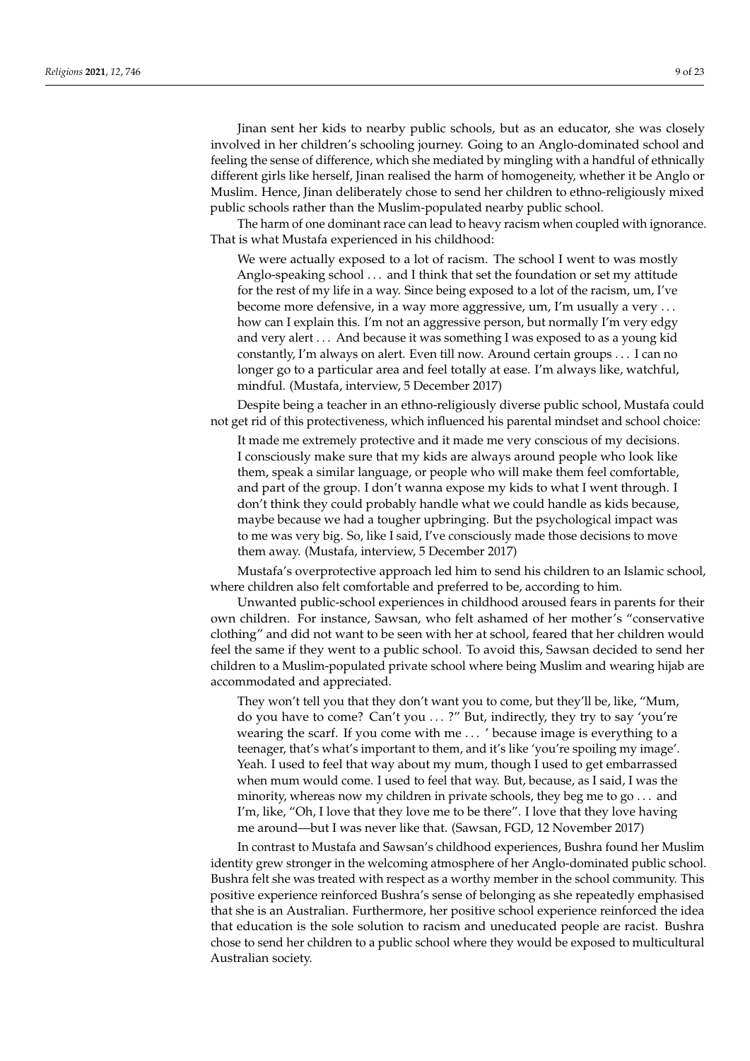Jinan sent her kids to nearby public schools, but as an educator, she was closely involved in her children's schooling journey. Going to an Anglo-dominated school and feeling the sense of difference, which she mediated by mingling with a handful of ethnically different girls like herself, Jinan realised the harm of homogeneity, whether it be Anglo or Muslim. Hence, Jinan deliberately chose to send her children to ethno-religiously mixed public schools rather than the Muslim-populated nearby public school.

The harm of one dominant race can lead to heavy racism when coupled with ignorance. That is what Mustafa experienced in his childhood:

> We were actually exposed to a lot of racism. The school I went to was mostly Anglo-speaking school ... and I think that set the foundation or set my attitude for the rest of my life in a way. Since being exposed to a lot of the racism, um, I've become more defensive, in a way more aggressive, um, I'm usually a very ... how can I explain this. I'm not an aggressive person, but normally I'm very edgy and very alert ... And because it was something I was exposed to as a young kid constantly, I'm always on alert. Even till now. Around certain groups ... I can no longer go to a particular area and feel totally at ease. I'm always like, watchful, mindful. (Mustafa, interview, 5 December 2017)

Despite being a teacher in an ethno-religiously diverse public school, Mustafa could not get rid of this protectiveness, which influenced his parental mindset and school choice:

> It made me extremely protective and it made me very conscious of my decisions. I consciously make sure that my kids are always around people who look like them, speak a similar language, or people who will make them feel comfortable, and part of the group. I don't wanna expose my kids to what I went through. I don't think they could probably handle what we could handle as kids because, maybe because we had a tougher upbringing. But the psychological impact was to me was very big. So, like I said, I've consciously made those decisions to move them away. (Mustafa, interview, 5 December 2017)

Mustafa's overprotective approach led him to send his children to an Islamic school, where children also felt comfortable and preferred to be, according to him.

Unwanted public-school experiences in childhood aroused fears in parents for their own children. For instance, Sawsan, who felt ashamed of her mother's "conservative clothing" and did not want to be seen with her at school, feared that her children would feel the same if they went to a public school. To avoid this, Sawsan decided to send her children to a Muslim-populated private school where being Muslim and wearing hijab are accommodated and appreciated.

> They won't tell you that they don't want you to come, but they'll be, like, "Mum, do you have to come? Can't you ... ?" But, indirectly, they try to say 'you're wearing the scarf. If you come with me ... ' because image is everything to a teenager, that's what's important to them, and it's like 'you're spoiling my image'. Yeah. I used to feel that way about my mum, though I used to get embarrassed when mum would come. I used to feel that way. But, because, as I said, I was the minority, whereas now my children in private schools, they beg me to go ... and I'm, like, "Oh, I love that they love me to be there". I love that they love having me around—but I was never like that. (Sawsan, FGD, 12 November 2017)

In contrast to Mustafa and Sawsan's childhood experiences, Bushra found her Muslim identity grew stronger in the welcoming atmosphere of her Anglo-dominated public school. Bushra felt she was treated with respect as a worthy member in the school community. This positive experience reinforced Bushra's sense of belonging as she repeatedly emphasised that she is an Australian. Furthermore, her positive school experience reinforced the idea that education is the sole solution to racism and uneducated people are racist. Bushra chose to send her children to a public school where they would be exposed to multicultural Australian society.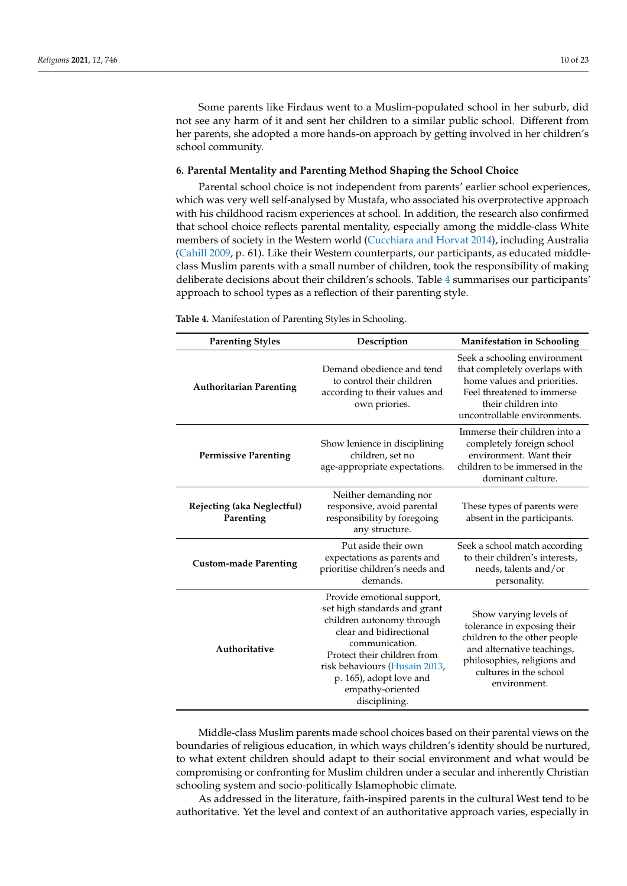Some parents like Firdaus went to a Muslim-populated school in her suburb, did not see any harm of it and sent her children to a similar public school. Different from her parents, she adopted a more hands-on approach by getting involved in her children's school community.

## 6. Parental Mentality and Parenting Method Shaping the School Choice

Parental school choice is not independent from parents' earlier school experiences, which was very well self-analysed by Mustafa, who associated his overprotective approach with his childhood racism experiences at school. In addition, the research also confirmed that school choice reflects parental mentality, especially among the middle-class White members of society in the Western world (Cucchiara and Horvat 2014), including Australia (Cahill 2009, p. 61). Like their Western counterparts, our participants, as educated middle-class Muslim parents with a small number of children, took the responsibility of making deliberate decisions about their children's schools. Table 4 summarises our participants' approach to school types as a reflection of their parenting style.

**Table 4.** Manifestation of Parenting Styles in Schooling.

| Parenting Styles | Description | Manifestation in Schooling |
|---|---|---|
| **Authoritarian Parenting** | Demand obedience and tend to control their children according to their values and own priories. | Seek a schooling environment that completely overlaps with home values and priorities. Feel threatened to immerse their children into uncontrollable environments. |
| **Permissive Parenting** | Show lenience in disciplining children, set no age-appropriate expectations. | Immerse their children into a completely foreign school environment. Want their children to be immersed in the dominant culture. |
| **Rejecting (aka Neglectful) Parenting** | Neither demanding nor responsive, avoid parental responsibility by foregoing any structure. | These types of parents were absent in the participants. |
| **Custom-made Parenting** | Put aside their own expectations as parents and prioritise children's needs and demands. | Seek a school match according to their children's interests, needs, talents and/or personality. |
| **Authoritative** | Provide emotional support, set high standards and grant children autonomy through clear and bidirectional communication. Protect their children from risk behaviours (Husain 2013, p. 165), adopt love and empathy-oriented disciplining. | Show varying levels of tolerance in exposing their children to the other people and alternative teachings, philosophies, religions and cultures in the school environment. |

Middle-class Muslim parents made school choices based on their parental views on the boundaries of religious education, in which ways children's identity should be nurtured, to what extent children should adapt to their social environment and what would be compromising or confronting for Muslim children under a secular and inherently Christian schooling system and socio-politically Islamophobic climate.

As addressed in the literature, faith-inspired parents in the cultural West tend to be authoritative. Yet the level and context of an authoritative approach varies, especially in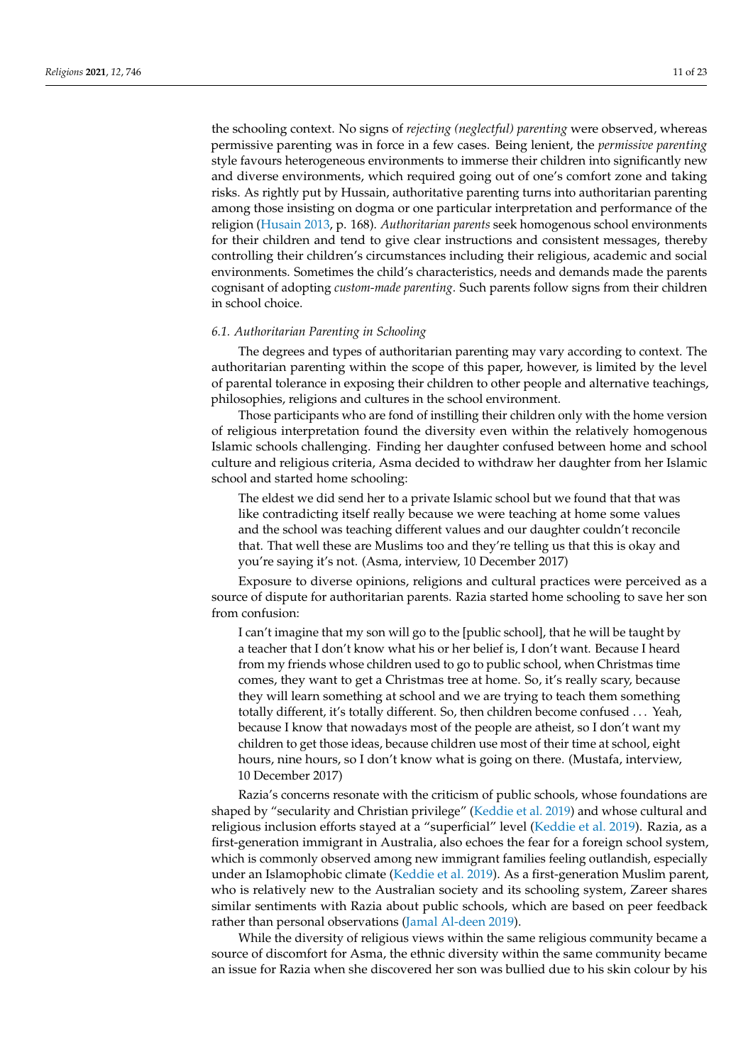the schooling context. No signs of *rejecting (neglectful) parenting* were observed, whereas permissive parenting was in force in a few cases. Being lenient, the *permissive parenting* style favours heterogeneous environments to immerse their children into significantly new and diverse environments, which required going out of one's comfort zone and taking risks. As rightly put by Hussain, authoritative parenting turns into authoritarian parenting among those insisting on dogma or one particular interpretation and performance of the religion (Husain 2013, p. 168). *Authoritarian parents* seek homogenous school environments for their children and tend to give clear instructions and consistent messages, thereby controlling their children's circumstances including their religious, academic and social environments. Sometimes the child's characteristics, needs and demands made the parents cognisant of adopting *custom-made parenting*. Such parents follow signs from their children in school choice.

### 6.1. Authoritarian Parenting in Schooling

The degrees and types of authoritarian parenting may vary according to context. The authoritarian parenting within the scope of this paper, however, is limited by the level of parental tolerance in exposing their children to other people and alternative teachings, philosophies, religions and cultures in the school environment.

Those participants who are fond of instilling their children only with the home version of religious interpretation found the diversity even within the relatively homogenous Islamic schools challenging. Finding her daughter confused between home and school culture and religious criteria, Asma decided to withdraw her daughter from her Islamic school and started home schooling:

> The eldest we did send her to a private Islamic school but we found that that was like contradicting itself really because we were teaching at home some values and the school was teaching different values and our daughter couldn't reconcile that. That well these are Muslims too and they're telling us that this is okay and you're saying it's not. (Asma, interview, 10 December 2017)

Exposure to diverse opinions, religions and cultural practices were perceived as a source of dispute for authoritarian parents. Razia started home schooling to save her son from confusion:

> I can't imagine that my son will go to the [public school], that he will be taught by a teacher that I don't know what his or her belief is, I don't want. Because I heard from my friends whose children used to go to public school, when Christmas time comes, they want to get a Christmas tree at home. So, it's really scary, because they will learn something at school and we are trying to teach them something totally different, it's totally different. So, then children become confused ... Yeah, because I know that nowadays most of the people are atheist, so I don't want my children to get those ideas, because children use most of their time at school, eight hours, nine hours, so I don't know what is going on there. (Mustafa, interview, 10 December 2017)

Razia's concerns resonate with the criticism of public schools, whose foundations are shaped by "secularity and Christian privilege" (Keddie et al. 2019) and whose cultural and religious inclusion efforts stayed at a "superficial" level (Keddie et al. 2019). Razia, as a first-generation immigrant in Australia, also echoes the fear for a foreign school system, which is commonly observed among new immigrant families feeling outlandish, especially under an Islamophobic climate (Keddie et al. 2019). As a first-generation Muslim parent, who is relatively new to the Australian society and its schooling system, Zareer shares similar sentiments with Razia about public schools, which are based on peer feedback rather than personal observations (Jamal Al-deen 2019).

While the diversity of religious views within the same religious community became a source of discomfort for Asma, the ethnic diversity within the same community became an issue for Razia when she discovered her son was bullied due to his skin colour by his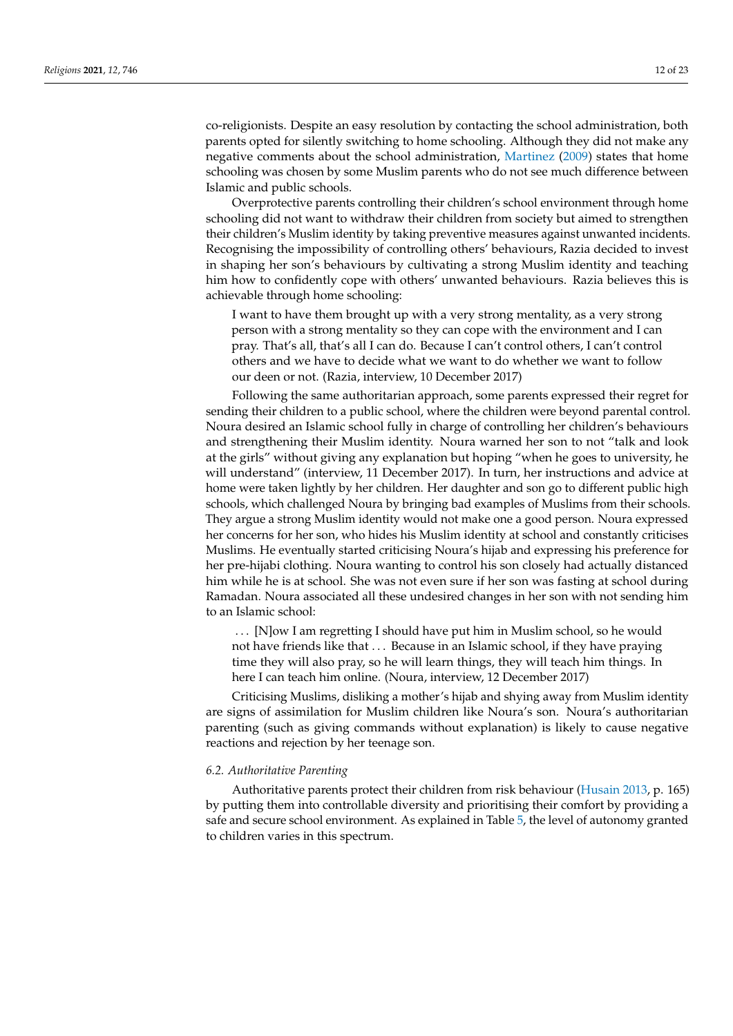co-religionists. Despite an easy resolution by contacting the school administration, both parents opted for silently switching to home schooling. Although they did not make any negative comments about the school administration, Martinez (2009) states that home schooling was chosen by some Muslim parents who do not see much difference between Islamic and public schools.

Overprotective parents controlling their children's school environment through home schooling did not want to withdraw their children from society but aimed to strengthen their children's Muslim identity by taking preventive measures against unwanted incidents. Recognising the impossibility of controlling others' behaviours, Razia decided to invest in shaping her son's behaviours by cultivating a strong Muslim identity and teaching him how to confidently cope with others' unwanted behaviours. Razia believes this is achievable through home schooling:

> I want to have them brought up with a very strong mentality, as a very strong person with a strong mentality so they can cope with the environment and I can pray. That's all, that's all I can do. Because I can't control others, I can't control others and we have to decide what we want to do whether we want to follow our deen or not. (Razia, interview, 10 December 2017)

Following the same authoritarian approach, some parents expressed their regret for sending their children to a public school, where the children were beyond parental control. Noura desired an Islamic school fully in charge of controlling her children's behaviours and strengthening their Muslim identity. Noura warned her son to not "talk and look at the girls" without giving any explanation but hoping "when he goes to university, he will understand" (interview, 11 December 2017). In turn, her instructions and advice at home were taken lightly by her children. Her daughter and son go to different public high schools, which challenged Noura by bringing bad examples of Muslims from their schools. They argue a strong Muslim identity would not make one a good person. Noura expressed her concerns for her son, who hides his Muslim identity at school and constantly criticises Muslims. He eventually started criticising Noura's hijab and expressing his preference for her pre-hijabi clothing. Noura wanting to control his son closely had actually distanced him while he is at school. She was not even sure if her son was fasting at school during Ramadan. Noura associated all these undesired changes in her son with not sending him to an Islamic school:

> ... [N]ow I am regretting I should have put him in Muslim school, so he would not have friends like that ... Because in an Islamic school, if they have praying time they will also pray, so he will learn things, they will teach him things. In here I can teach him online. (Noura, interview, 12 December 2017)

Criticising Muslims, disliking a mother's hijab and shying away from Muslim identity are signs of assimilation for Muslim children like Noura's son. Noura's authoritarian parenting (such as giving commands without explanation) is likely to cause negative reactions and rejection by her teenage son.

### *6.2. Authoritative Parenting*

Authoritative parents protect their children from risk behaviour (Husain 2013, p. 165) by putting them into controllable diversity and prioritising their comfort by providing a safe and secure school environment. As explained in Table 5, the level of autonomy granted to children varies in this spectrum.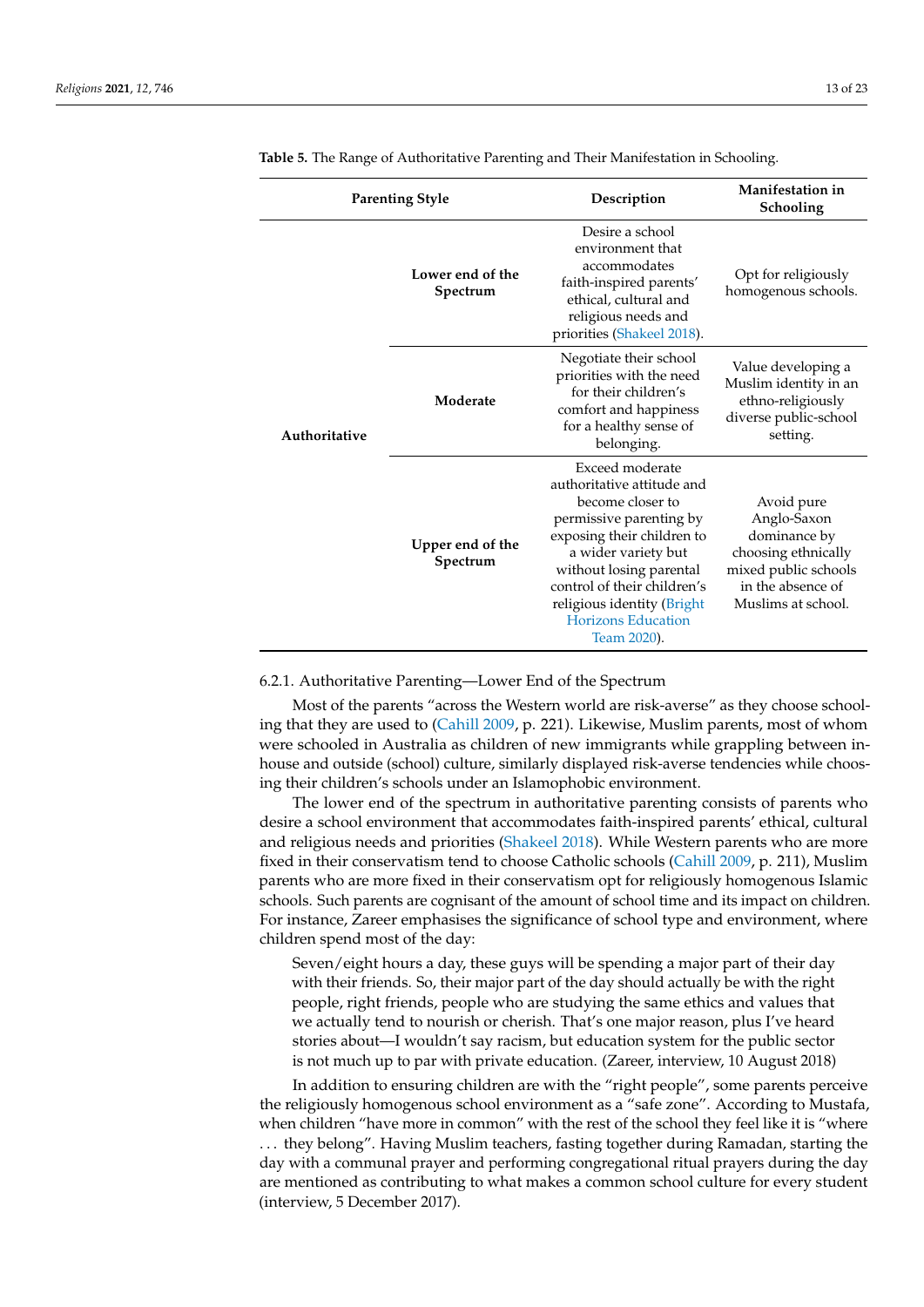**Table 5.** The Range of Authoritative Parenting and Their Manifestation in Schooling.

| Parenting Style | | Description | Manifestation in Schooling |
|---|---|---|---|
| Authoritative | Lower end of the Spectrum | Desire a school environment that accommodates faith-inspired parents' ethical, cultural and religious needs and priorities (Shakeel 2018). | Opt for religiously homogenous schools. |
| | Moderate | Negotiate their school priorities with the need for their children's comfort and happiness for a healthy sense of belonging. | Value developing a Muslim identity in an ethno-religiously diverse public-school setting. |
| | Upper end of the Spectrum | Exceed moderate authoritative attitude and become closer to permissive parenting by exposing their children to a wider variety but without losing parental control of their children's religious identity (Bright Horizons Education Team 2020). | Avoid pure Anglo-Saxon dominance by choosing ethnically mixed public schools in the absence of Muslims at school. |

#### 6.2.1. Authoritative Parenting—Lower End of the Spectrum

Most of the parents "across the Western world are risk-averse" as they choose schooling that they are used to (Cahill 2009, p. 221). Likewise, Muslim parents, most of whom were schooled in Australia as children of new immigrants while grappling between in-house and outside (school) culture, similarly displayed risk-averse tendencies while choosing their children's schools under an Islamophobic environment.

The lower end of the spectrum in authoritative parenting consists of parents who desire a school environment that accommodates faith-inspired parents' ethical, cultural and religious needs and priorities (Shakeel 2018). While Western parents who are more fixed in their conservatism tend to choose Catholic schools (Cahill 2009, p. 211), Muslim parents who are more fixed in their conservatism opt for religiously homogenous Islamic schools. Such parents are cognisant of the amount of school time and its impact on children. For instance, Zareer emphasises the significance of school type and environment, where children spend most of the day:

> Seven/eight hours a day, these guys will be spending a major part of their day with their friends. So, their major part of the day should actually be with the right people, right friends, people who are studying the same ethics and values that we actually tend to nourish or cherish. That's one major reason, plus I've heard stories about—I wouldn't say racism, but education system for the public sector is not much up to par with private education. (Zareer, interview, 10 August 2018)

In addition to ensuring children are with the "right people", some parents perceive the religiously homogenous school environment as a "safe zone". According to Mustafa, when children "have more in common" with the rest of the school they feel like it is "where . . . they belong". Having Muslim teachers, fasting together during Ramadan, starting the day with a communal prayer and performing congregational ritual prayers during the day are mentioned as contributing to what makes a common school culture for every student (interview, 5 December 2017).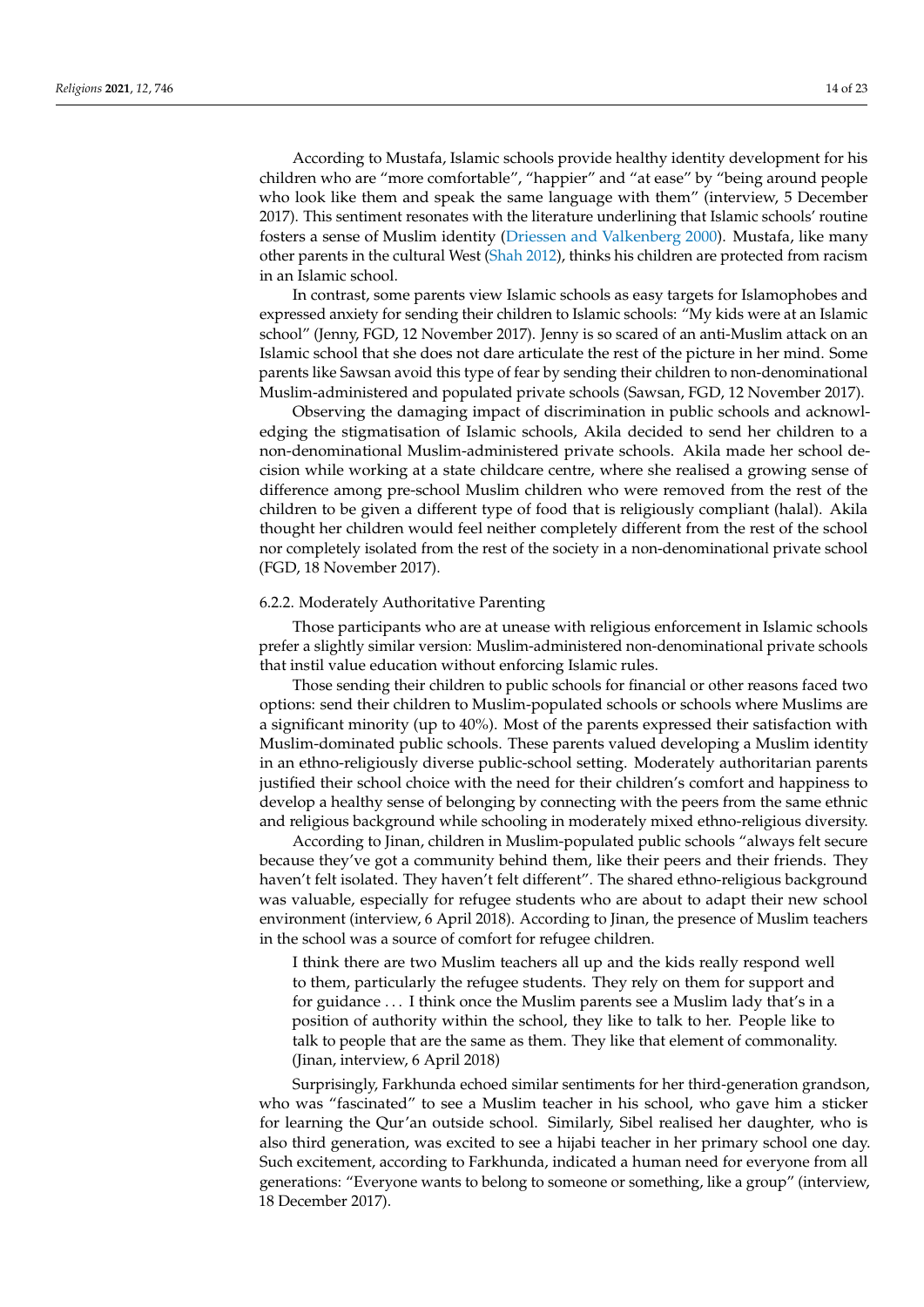According to Mustafa, Islamic schools provide healthy identity development for his children who are "more comfortable", "happier" and "at ease" by "being around people who look like them and speak the same language with them" (interview, 5 December 2017). This sentiment resonates with the literature underlining that Islamic schools' routine fosters a sense of Muslim identity (Driessen and Valkenberg 2000). Mustafa, like many other parents in the cultural West (Shah 2012), thinks his children are protected from racism in an Islamic school.

In contrast, some parents view Islamic schools as easy targets for Islamophobes and expressed anxiety for sending their children to Islamic schools: "My kids were at an Islamic school" (Jenny, FGD, 12 November 2017). Jenny is so scared of an anti-Muslim attack on an Islamic school that she does not dare articulate the rest of the picture in her mind. Some parents like Sawsan avoid this type of fear by sending their children to non-denominational Muslim-administered and populated private schools (Sawsan, FGD, 12 November 2017).

Observing the damaging impact of discrimination in public schools and acknowledging the stigmatisation of Islamic schools, Akila decided to send her children to a non-denominational Muslim-administered private schools. Akila made her school decision while working at a state childcare centre, where she realised a growing sense of difference among pre-school Muslim children who were removed from the rest of the children to be given a different type of food that is religiously compliant (halal). Akila thought her children would feel neither completely different from the rest of the school nor completely isolated from the rest of the society in a non-denominational private school (FGD, 18 November 2017).

#### 6.2.2. Moderately Authoritative Parenting

Those participants who are at unease with religious enforcement in Islamic schools prefer a slightly similar version: Muslim-administered non-denominational private schools that instil value education without enforcing Islamic rules.

Those sending their children to public schools for financial or other reasons faced two options: send their children to Muslim-populated schools or schools where Muslims are a significant minority (up to 40%). Most of the parents expressed their satisfaction with Muslim-dominated public schools. These parents valued developing a Muslim identity in an ethno-religiously diverse public-school setting. Moderately authoritarian parents justified their school choice with the need for their children's comfort and happiness to develop a healthy sense of belonging by connecting with the peers from the same ethnic and religious background while schooling in moderately mixed ethno-religious diversity.

According to Jinan, children in Muslim-populated public schools "always felt secure because they've got a community behind them, like their peers and their friends. They haven't felt isolated. They haven't felt different". The shared ethno-religious background was valuable, especially for refugee students who are about to adapt their new school environment (interview, 6 April 2018). According to Jinan, the presence of Muslim teachers in the school was a source of comfort for refugee children.

> I think there are two Muslim teachers all up and the kids really respond well to them, particularly the refugee students. They rely on them for support and for guidance ... I think once the Muslim parents see a Muslim lady that's in a position of authority within the school, they like to talk to her. People like to talk to people that are the same as them. They like that element of commonality. (Jinan, interview, 6 April 2018)

Surprisingly, Farkhunda echoed similar sentiments for her third-generation grandson, who was "fascinated" to see a Muslim teacher in his school, who gave him a sticker for learning the Qur'an outside school. Similarly, Sibel realised her daughter, who is also third generation, was excited to see a hijabi teacher in her primary school one day. Such excitement, according to Farkhunda, indicated a human need for everyone from all generations: "Everyone wants to belong to someone or something, like a group" (interview, 18 December 2017).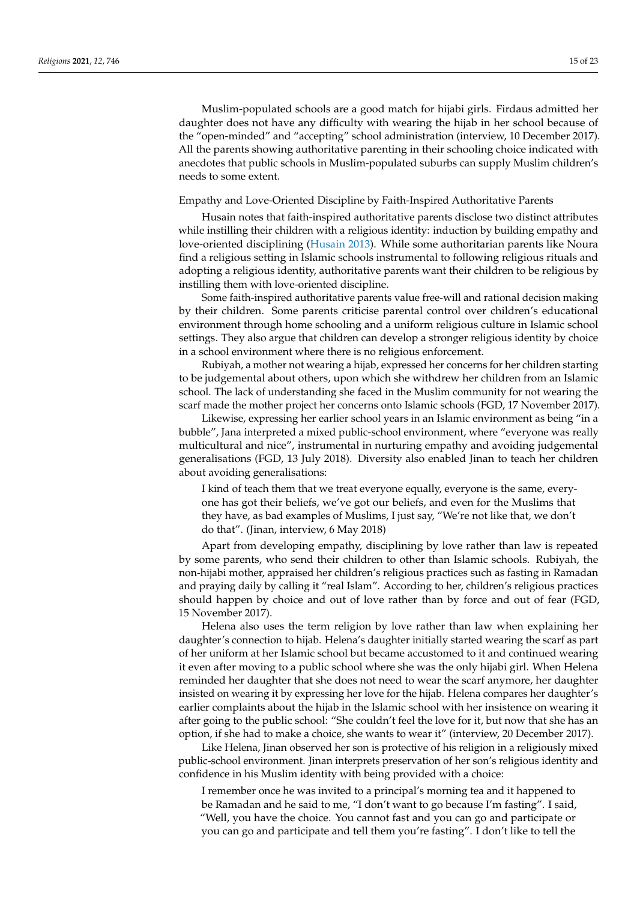Muslim-populated schools are a good match for hijabi girls. Firdaus admitted her daughter does not have any difficulty with wearing the hijab in her school because of the "open-minded" and "accepting" school administration (interview, 10 December 2017). All the parents showing authoritative parenting in their schooling choice indicated with anecdotes that public schools in Muslim-populated suburbs can supply Muslim children's needs to some extent.

Empathy and Love-Oriented Discipline by Faith-Inspired Authoritative Parents

Husain notes that faith-inspired authoritative parents disclose two distinct attributes while instilling their children with a religious identity: induction by building empathy and love-oriented disciplining (Husain 2013). While some authoritarian parents like Noura find a religious setting in Islamic schools instrumental to following religious rituals and adopting a religious identity, authoritative parents want their children to be religious by instilling them with love-oriented discipline.

Some faith-inspired authoritative parents value free-will and rational decision making by their children. Some parents criticise parental control over children's educational environment through home schooling and a uniform religious culture in Islamic school settings. They also argue that children can develop a stronger religious identity by choice in a school environment where there is no religious enforcement.

Rubiyah, a mother not wearing a hijab, expressed her concerns for her children starting to be judgemental about others, upon which she withdrew her children from an Islamic school. The lack of understanding she faced in the Muslim community for not wearing the scarf made the mother project her concerns onto Islamic schools (FGD, 17 November 2017).

Likewise, expressing her earlier school years in an Islamic environment as being "in a bubble", Jana interpreted a mixed public-school environment, where "everyone was really multicultural and nice", instrumental in nurturing empathy and avoiding judgemental generalisations (FGD, 13 July 2018). Diversity also enabled Jinan to teach her children about avoiding generalisations:

> I kind of teach them that we treat everyone equally, everyone is the same, everyone has got their beliefs, we've got our beliefs, and even for the Muslims that they have, as bad examples of Muslims, I just say, "We're not like that, we don't do that". (Jinan, interview, 6 May 2018)

Apart from developing empathy, disciplining by love rather than law is repeated by some parents, who send their children to other than Islamic schools. Rubiyah, the non-hijabi mother, appraised her children's religious practices such as fasting in Ramadan and praying daily by calling it "real Islam". According to her, children's religious practices should happen by choice and out of love rather than by force and out of fear (FGD, 15 November 2017).

Helena also uses the term religion by love rather than law when explaining her daughter's connection to hijab. Helena's daughter initially started wearing the scarf as part of her uniform at her Islamic school but became accustomed to it and continued wearing it even after moving to a public school where she was the only hijabi girl. When Helena reminded her daughter that she does not need to wear the scarf anymore, her daughter insisted on wearing it by expressing her love for the hijab. Helena compares her daughter's earlier complaints about the hijab in the Islamic school with her insistence on wearing it after going to the public school: "She couldn't feel the love for it, but now that she has an option, if she had to make a choice, she wants to wear it" (interview, 20 December 2017).

Like Helena, Jinan observed her son is protective of his religion in a religiously mixed public-school environment. Jinan interprets preservation of her son's religious identity and confidence in his Muslim identity with being provided with a choice:

> I remember once he was invited to a principal's morning tea and it happened to be Ramadan and he said to me, "I don't want to go because I'm fasting". I said, "Well, you have the choice. You cannot fast and you can go and participate or you can go and participate and tell them you're fasting". I don't like to tell the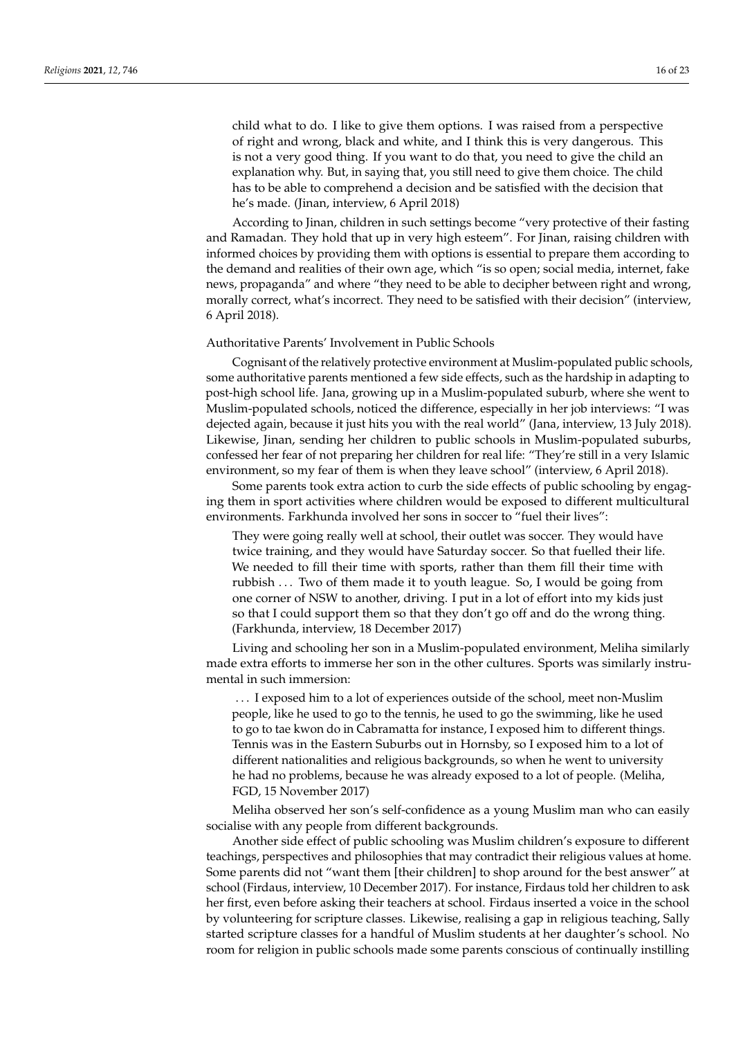> child what to do. I like to give them options. I was raised from a perspective of right and wrong, black and white, and I think this is very dangerous. This is not a very good thing. If you want to do that, you need to give the child an explanation why. But, in saying that, you still need to give them choice. The child has to be able to comprehend a decision and be satisfied with the decision that he's made. (Jinan, interview, 6 April 2018)

According to Jinan, children in such settings become "very protective of their fasting and Ramadan. They hold that up in very high esteem". For Jinan, raising children with informed choices by providing them with options is essential to prepare them according to the demand and realities of their own age, which "is so open; social media, internet, fake news, propaganda" and where "they need to be able to decipher between right and wrong, morally correct, what's incorrect. They need to be satisfied with their decision" (interview, 6 April 2018).

Authoritative Parents' Involvement in Public Schools

Cognisant of the relatively protective environment at Muslim-populated public schools, some authoritative parents mentioned a few side effects, such as the hardship in adapting to post-high school life. Jana, growing up in a Muslim-populated suburb, where she went to Muslim-populated schools, noticed the difference, especially in her job interviews: "I was dejected again, because it just hits you with the real world" (Jana, interview, 13 July 2018). Likewise, Jinan, sending her children to public schools in Muslim-populated suburbs, confessed her fear of not preparing her children for real life: "They're still in a very Islamic environment, so my fear of them is when they leave school" (interview, 6 April 2018).

Some parents took extra action to curb the side effects of public schooling by engaging them in sport activities where children would be exposed to different multicultural environments. Farkhunda involved her sons in soccer to "fuel their lives":

> They were going really well at school, their outlet was soccer. They would have twice training, and they would have Saturday soccer. So that fuelled their life. We needed to fill their time with sports, rather than them fill their time with rubbish . . . Two of them made it to youth league. So, I would be going from one corner of NSW to another, driving. I put in a lot of effort into my kids just so that I could support them so that they don't go off and do the wrong thing. (Farkhunda, interview, 18 December 2017)

Living and schooling her son in a Muslim-populated environment, Meliha similarly made extra efforts to immerse her son in the other cultures. Sports was similarly instrumental in such immersion:

> . . . I exposed him to a lot of experiences outside of the school, meet non-Muslim people, like he used to go to the tennis, he used to go the swimming, like he used to go to tae kwon do in Cabramatta for instance, I exposed him to different things. Tennis was in the Eastern Suburbs out in Hornsby, so I exposed him to a lot of different nationalities and religious backgrounds, so when he went to university he had no problems, because he was already exposed to a lot of people. (Meliha, FGD, 15 November 2017)

Meliha observed her son's self-confidence as a young Muslim man who can easily socialise with any people from different backgrounds.

Another side effect of public schooling was Muslim children's exposure to different teachings, perspectives and philosophies that may contradict their religious values at home. Some parents did not "want them [their children] to shop around for the best answer" at school (Firdaus, interview, 10 December 2017). For instance, Firdaus told her children to ask her first, even before asking their teachers at school. Firdaus inserted a voice in the school by volunteering for scripture classes. Likewise, realising a gap in religious teaching, Sally started scripture classes for a handful of Muslim students at her daughter's school. No room for religion in public schools made some parents conscious of continually instilling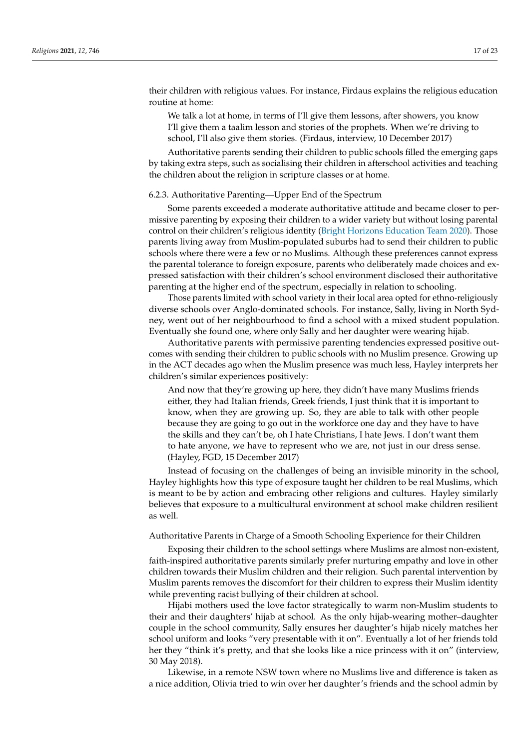their children with religious values. For instance, Firdaus explains the religious education routine at home:

> We talk a lot at home, in terms of I'll give them lessons, after showers, you know I'll give them a taalim lesson and stories of the prophets. When we're driving to school, I'll also give them stories. (Firdaus, interview, 10 December 2017)

Authoritative parents sending their children to public schools filled the emerging gaps by taking extra steps, such as socialising their children in afterschool activities and teaching the children about the religion in scripture classes or at home.

#### 6.2.3. Authoritative Parenting—Upper End of the Spectrum

Some parents exceeded a moderate authoritative attitude and became closer to permissive parenting by exposing their children to a wider variety but without losing parental control on their children's religious identity (Bright Horizons Education Team 2020). Those parents living away from Muslim-populated suburbs had to send their children to public schools where there were a few or no Muslims. Although these preferences cannot express the parental tolerance to foreign exposure, parents who deliberately made choices and expressed satisfaction with their children's school environment disclosed their authoritative parenting at the higher end of the spectrum, especially in relation to schooling.

Those parents limited with school variety in their local area opted for ethno-religiously diverse schools over Anglo-dominated schools. For instance, Sally, living in North Sydney, went out of her neighbourhood to find a school with a mixed student population. Eventually she found one, where only Sally and her daughter were wearing hijab.

Authoritative parents with permissive parenting tendencies expressed positive outcomes with sending their children to public schools with no Muslim presence. Growing up in the ACT decades ago when the Muslim presence was much less, Hayley interprets her children's similar experiences positively:

> And now that they're growing up here, they didn't have many Muslims friends either, they had Italian friends, Greek friends, I just think that it is important to know, when they are growing up. So, they are able to talk with other people because they are going to go out in the workforce one day and they have to have the skills and they can't be, oh I hate Christians, I hate Jews. I don't want them to hate anyone, we have to represent who we are, not just in our dress sense. (Hayley, FGD, 15 December 2017)

Instead of focusing on the challenges of being an invisible minority in the school, Hayley highlights how this type of exposure taught her children to be real Muslims, which is meant to be by action and embracing other religions and cultures. Hayley similarly believes that exposure to a multicultural environment at school make children resilient as well.

##### Authoritative Parents in Charge of a Smooth Schooling Experience for their Children

Exposing their children to the school settings where Muslims are almost non-existent, faith-inspired authoritative parents similarly prefer nurturing empathy and love in other children towards their Muslim children and their religion. Such parental intervention by Muslim parents removes the discomfort for their children to express their Muslim identity while preventing racist bullying of their children at school.

Hijabi mothers used the love factor strategically to warm non-Muslim students to their and their daughters' hijab at school. As the only hijab-wearing mother–daughter couple in the school community, Sally ensures her daughter's hijab nicely matches her school uniform and looks "very presentable with it on". Eventually a lot of her friends told her they "think it's pretty, and that she looks like a nice princess with it on" (interview, 30 May 2018).

Likewise, in a remote NSW town where no Muslims live and difference is taken as a nice addition, Olivia tried to win over her daughter's friends and the school admin by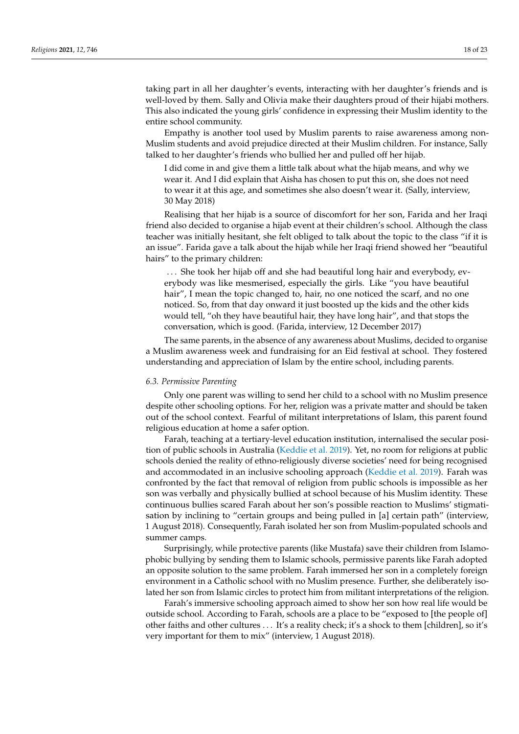taking part in all her daughter's events, interacting with her daughter's friends and is well-loved by them. Sally and Olivia make their daughters proud of their hijabi mothers. This also indicated the young girls' confidence in expressing their Muslim identity to the entire school community.

Empathy is another tool used by Muslim parents to raise awareness among non-Muslim students and avoid prejudice directed at their Muslim children. For instance, Sally talked to her daughter's friends who bullied her and pulled off her hijab.

> I did come in and give them a little talk about what the hijab means, and why we wear it. And I did explain that Aisha has chosen to put this on, she does not need to wear it at this age, and sometimes she also doesn't wear it. (Sally, interview, 30 May 2018)

Realising that her hijab is a source of discomfort for her son, Farida and her Iraqi friend also decided to organise a hijab event at their children's school. Although the class teacher was initially hesitant, she felt obliged to talk about the topic to the class "if it is an issue". Farida gave a talk about the hijab while her Iraqi friend showed her "beautiful hairs" to the primary children:

> ... She took her hijab off and she had beautiful long hair and everybody, everybody was like mesmerised, especially the girls. Like "you have beautiful hair", I mean the topic changed to, hair, no one noticed the scarf, and no one noticed. So, from that day onward it just boosted up the kids and the other kids would tell, "oh they have beautiful hair, they have long hair", and that stops the conversation, which is good. (Farida, interview, 12 December 2017)

The same parents, in the absence of any awareness about Muslims, decided to organise a Muslim awareness week and fundraising for an Eid festival at school. They fostered understanding and appreciation of Islam by the entire school, including parents.

### *6.3. Permissive Parenting*

Only one parent was willing to send her child to a school with no Muslim presence despite other schooling options. For her, religion was a private matter and should be taken out of the school context. Fearful of militant interpretations of Islam, this parent found religious education at home a safer option.

Farah, teaching at a tertiary-level education institution, internalised the secular position of public schools in Australia (Keddie et al. 2019). Yet, no room for religions at public schools denied the reality of ethno-religiously diverse societies' need for being recognised and accommodated in an inclusive schooling approach (Keddie et al. 2019). Farah was confronted by the fact that removal of religion from public schools is impossible as her son was verbally and physically bullied at school because of his Muslim identity. These continuous bullies scared Farah about her son's possible reaction to Muslims' stigmatisation by inclining to "certain groups and being pulled in [a] certain path" (interview, 1 August 2018). Consequently, Farah isolated her son from Muslim-populated schools and summer camps.

Surprisingly, while protective parents (like Mustafa) save their children from Islamophobic bullying by sending them to Islamic schools, permissive parents like Farah adopted an opposite solution to the same problem. Farah immersed her son in a completely foreign environment in a Catholic school with no Muslim presence. Further, she deliberately isolated her son from Islamic circles to protect him from militant interpretations of the religion.

Farah's immersive schooling approach aimed to show her son how real life would be outside school. According to Farah, schools are a place to be "exposed to [the people of] other faiths and other cultures ... It's a reality check; it's a shock to them [children], so it's very important for them to mix" (interview, 1 August 2018).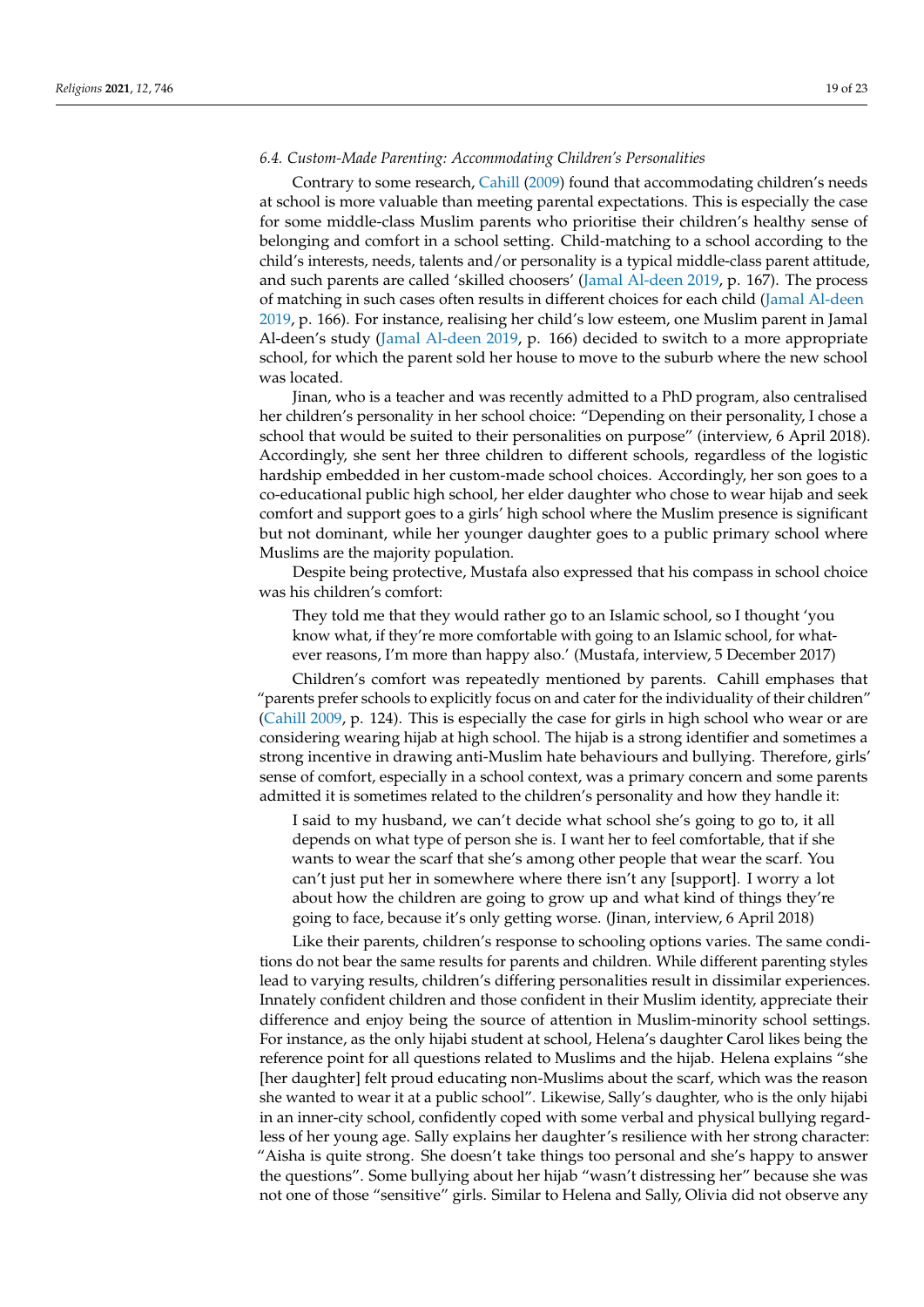### 6.4. Custom-Made Parenting: Accommodating Children's Personalities

Contrary to some research, Cahill (2009) found that accommodating children's needs at school is more valuable than meeting parental expectations. This is especially the case for some middle-class Muslim parents who prioritise their children's healthy sense of belonging and comfort in a school setting. Child-matching to a school according to the child's interests, needs, talents and/or personality is a typical middle-class parent attitude, and such parents are called 'skilled choosers' (Jamal Al-deen 2019, p. 167). The process of matching in such cases often results in different choices for each child (Jamal Al-deen 2019, p. 166). For instance, realising her child's low esteem, one Muslim parent in Jamal Al-deen's study (Jamal Al-deen 2019, p. 166) decided to switch to a more appropriate school, for which the parent sold her house to move to the suburb where the new school was located.

Jinan, who is a teacher and was recently admitted to a PhD program, also centralised her children's personality in her school choice: "Depending on their personality, I chose a school that would be suited to their personalities on purpose" (interview, 6 April 2018). Accordingly, she sent her three children to different schools, regardless of the logistic hardship embedded in her custom-made school choices. Accordingly, her son goes to a co-educational public high school, her elder daughter who chose to wear hijab and seek comfort and support goes to a girls' high school where the Muslim presence is significant but not dominant, while her younger daughter goes to a public primary school where Muslims are the majority population.

Despite being protective, Mustafa also expressed that his compass in school choice was his children's comfort:

> They told me that they would rather go to an Islamic school, so I thought 'you know what, if they're more comfortable with going to an Islamic school, for whatever reasons, I'm more than happy also.' (Mustafa, interview, 5 December 2017)

Children's comfort was repeatedly mentioned by parents. Cahill emphases that "parents prefer schools to explicitly focus on and cater for the individuality of their children" (Cahill 2009, p. 124). This is especially the case for girls in high school who wear or are considering wearing hijab at high school. The hijab is a strong identifier and sometimes a strong incentive in drawing anti-Muslim hate behaviours and bullying. Therefore, girls' sense of comfort, especially in a school context, was a primary concern and some parents admitted it is sometimes related to the children's personality and how they handle it:

> I said to my husband, we can't decide what school she's going to go to, it all depends on what type of person she is. I want her to feel comfortable, that if she wants to wear the scarf that she's among other people that wear the scarf. You can't just put her in somewhere where there isn't any [support]. I worry a lot about how the children are going to grow up and what kind of things they're going to face, because it's only getting worse. (Jinan, interview, 6 April 2018)

Like their parents, children's response to schooling options varies. The same conditions do not bear the same results for parents and children. While different parenting styles lead to varying results, children's differing personalities result in dissimilar experiences. Innately confident children and those confident in their Muslim identity, appreciate their difference and enjoy being the source of attention in Muslim-minority school settings. For instance, as the only hijabi student at school, Helena's daughter Carol likes being the reference point for all questions related to Muslims and the hijab. Helena explains "she [her daughter] felt proud educating non-Muslims about the scarf, which was the reason she wanted to wear it at a public school". Likewise, Sally's daughter, who is the only hijabi in an inner-city school, confidently coped with some verbal and physical bullying regardless of her young age. Sally explains her daughter's resilience with her strong character: "Aisha is quite strong. She doesn't take things too personal and she's happy to answer the questions". Some bullying about her hijab "wasn't distressing her" because she was not one of those "sensitive" girls. Similar to Helena and Sally, Olivia did not observe any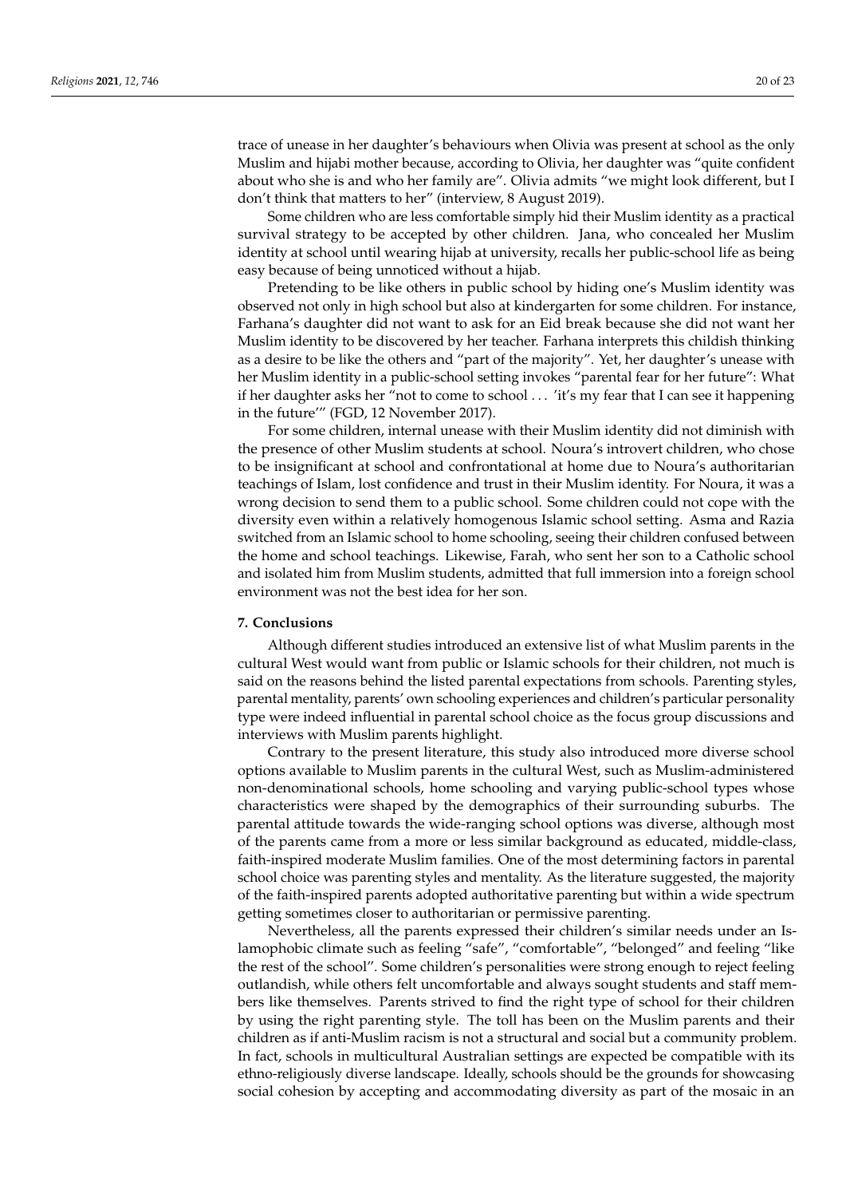trace of unease in her daughter's behaviours when Olivia was present at school as the only Muslim and hijabi mother because, according to Olivia, her daughter was "quite confident about who she is and who her family are". Olivia admits "we might look different, but I don't think that matters to her" (interview, 8 August 2019).

Some children who are less comfortable simply hid their Muslim identity as a practical survival strategy to be accepted by other children. Jana, who concealed her Muslim identity at school until wearing hijab at university, recalls her public-school life as being easy because of being unnoticed without a hijab.

Pretending to be like others in public school by hiding one's Muslim identity was observed not only in high school but also at kindergarten for some children. For instance, Farhana's daughter did not want to ask for an Eid break because she did not want her Muslim identity to be discovered by her teacher. Farhana interprets this childish thinking as a desire to be like the others and "part of the majority". Yet, her daughter's unease with her Muslim identity in a public-school setting invokes "parental fear for her future": What if her daughter asks her "not to come to school . . . 'it's my fear that I can see it happening in the future'" (FGD, 12 November 2017).

For some children, internal unease with their Muslim identity did not diminish with the presence of other Muslim students at school. Noura's introvert children, who chose to be insignificant at school and confrontational at home due to Noura's authoritarian teachings of Islam, lost confidence and trust in their Muslim identity. For Noura, it was a wrong decision to send them to a public school. Some children could not cope with the diversity even within a relatively homogenous Islamic school setting. Asma and Razia switched from an Islamic school to home schooling, seeing their children confused between the home and school teachings. Likewise, Farah, who sent her son to a Catholic school and isolated him from Muslim students, admitted that full immersion into a foreign school environment was not the best idea for her son.

## 7. Conclusions

Although different studies introduced an extensive list of what Muslim parents in the cultural West would want from public or Islamic schools for their children, not much is said on the reasons behind the listed parental expectations from schools. Parenting styles, parental mentality, parents' own schooling experiences and children's particular personality type were indeed influential in parental school choice as the focus group discussions and interviews with Muslim parents highlight.

Contrary to the present literature, this study also introduced more diverse school options available to Muslim parents in the cultural West, such as Muslim-administered non-denominational schools, home schooling and varying public-school types whose characteristics were shaped by the demographics of their surrounding suburbs. The parental attitude towards the wide-ranging school options was diverse, although most of the parents came from a more or less similar background as educated, middle-class, faith-inspired moderate Muslim families. One of the most determining factors in parental school choice was parenting styles and mentality. As the literature suggested, the majority of the faith-inspired parents adopted authoritative parenting but within a wide spectrum getting sometimes closer to authoritarian or permissive parenting.

Nevertheless, all the parents expressed their children's similar needs under an Islamophobic climate such as feeling "safe", "comfortable", "belonged" and feeling "like the rest of the school". Some children's personalities were strong enough to reject feeling outlandish, while others felt uncomfortable and always sought students and staff members like themselves. Parents strived to find the right type of school for their children by using the right parenting style. The toll has been on the Muslim parents and their children as if anti-Muslim racism is not a structural and social but a community problem. In fact, schools in multicultural Australian settings are expected be compatible with its ethno-religiously diverse landscape. Ideally, schools should be the grounds for showcasing social cohesion by accepting and accommodating diversity as part of the mosaic in an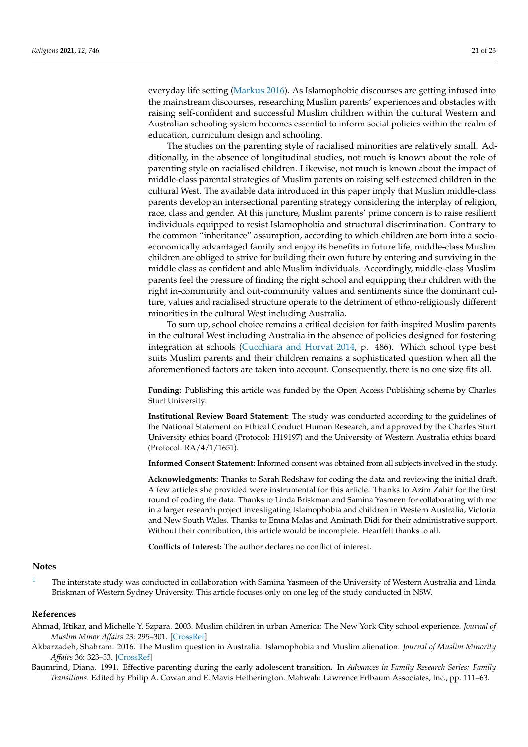everyday life setting (Markus 2016). As Islamophobic discourses are getting infused into the mainstream discourses, researching Muslim parents' experiences and obstacles with raising self-confident and successful Muslim children within the cultural Western and Australian schooling system becomes essential to inform social policies within the realm of education, curriculum design and schooling.

The studies on the parenting style of racialised minorities are relatively small. Additionally, in the absence of longitudinal studies, not much is known about the role of parenting style on racialised children. Likewise, not much is known about the impact of middle-class parental strategies of Muslim parents on raising self-esteemed children in the cultural West. The available data introduced in this paper imply that Muslim middle-class parents develop an intersectional parenting strategy considering the interplay of religion, race, class and gender. At this juncture, Muslim parents' prime concern is to raise resilient individuals equipped to resist Islamophobia and structural discrimination. Contrary to the common "inheritance" assumption, according to which children are born into a socio-economically advantaged family and enjoy its benefits in future life, middle-class Muslim children are obliged to strive for building their own future by entering and surviving in the middle class as confident and able Muslim individuals. Accordingly, middle-class Muslim parents feel the pressure of finding the right school and equipping their children with the right in-community and out-community values and sentiments since the dominant culture, values and racialised structure operate to the detriment of ethno-religiously different minorities in the cultural West including Australia.

To sum up, school choice remains a critical decision for faith-inspired Muslim parents in the cultural West including Australia in the absence of policies designed for fostering integration at schools (Cucchiara and Horvat 2014, p. 486). Which school type best suits Muslim parents and their children remains a sophisticated question when all the aforementioned factors are taken into account. Consequently, there is no one size fits all.

**Funding:** Publishing this article was funded by the Open Access Publishing scheme by Charles Sturt University.

**Institutional Review Board Statement:** The study was conducted according to the guidelines of the National Statement on Ethical Conduct Human Research, and approved by the Charles Sturt University ethics board (Protocol: H19197) and the University of Western Australia ethics board (Protocol: RA/4/1/1651).

**Informed Consent Statement:** Informed consent was obtained from all subjects involved in the study.

**Acknowledgments:** Thanks to Sarah Redshaw for coding the data and reviewing the initial draft. A few articles she provided were instrumental for this article. Thanks to Azim Zahir for the first round of coding the data. Thanks to Linda Briskman and Samina Yasmeen for collaborating with me in a larger research project investigating Islamophobia and children in Western Australia, Victoria and New South Wales. Thanks to Emna Malas and Aminath Didi for their administrative support. Without their contribution, this article would be incomplete. Heartfelt thanks to all.

**Conflicts of Interest:** The author declares no conflict of interest.

## Notes

[1] The interstate study was conducted in collaboration with Samina Yasmeen of the University of Western Australia and Linda Briskman of Western Sydney University. This article focuses only on one leg of the study conducted in NSW.

## References

Ahmad, Iftikar, and Michelle Y. Szpara. 2003. Muslim children in urban America: The New York City school experience. *Journal of Muslim Minor Affairs* 23: 295–301. [CrossRef]

Akbarzadeh, Shahram. 2016. The Muslim question in Australia: Islamophobia and Muslim alienation. *Journal of Muslim Minority Affairs* 36: 323–33. [CrossRef]

Baumrind, Diana. 1991. Effective parenting during the early adolescent transition. In *Advances in Family Research Series: Family Transitions*. Edited by Philip A. Cowan and E. Mavis Hetherington. Mahwah: Lawrence Erlbaum Associates, Inc., pp. 111–63.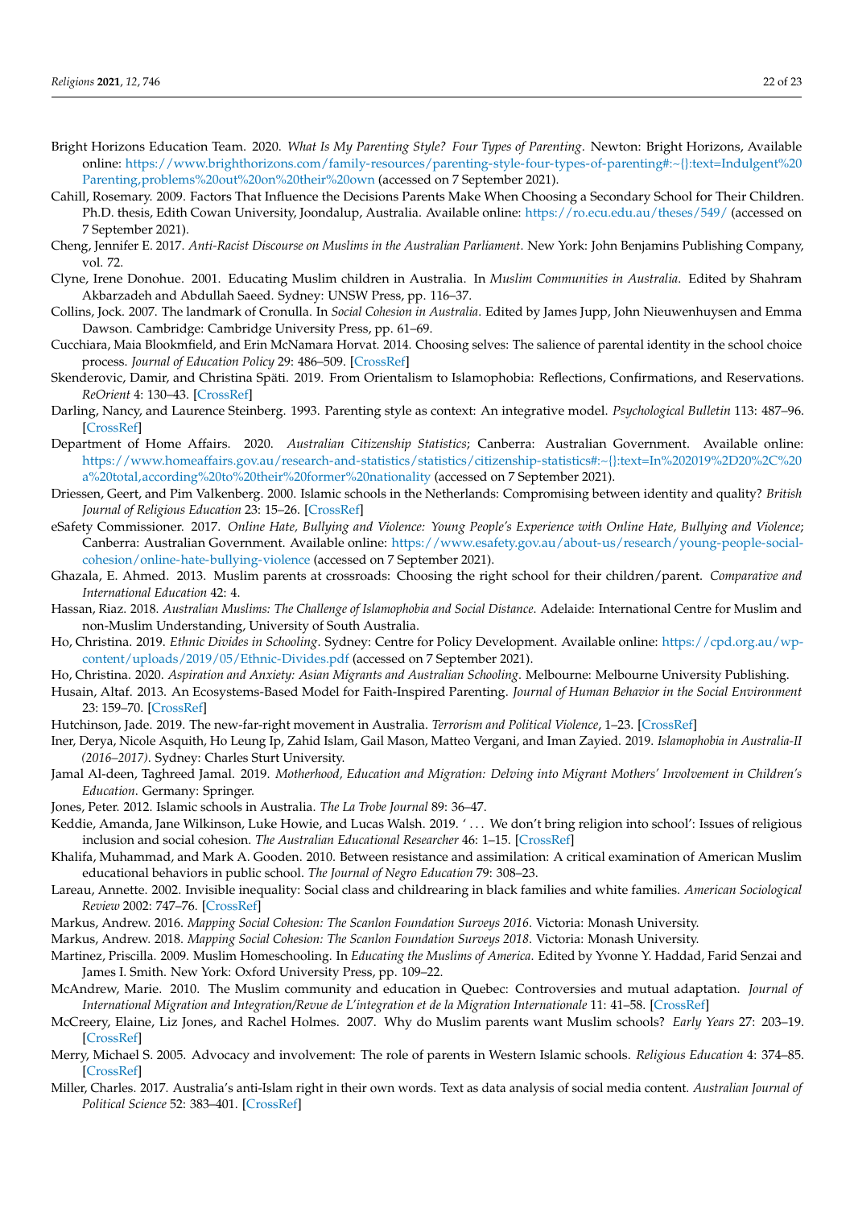Bright Horizons Education Team. 2020. *What Is My Parenting Style? Four Types of Parenting*. Newton: Bright Horizons, Available online: https://www.brighthorizons.com/family-resources/parenting-style-four-types-of-parenting#:~{}:text=Indulgent%20Parenting,problems%20out%20on%20their%20own (accessed on 7 September 2021).

Cahill, Rosemary. 2009. Factors That Influence the Decisions Parents Make When Choosing a Secondary School for Their Children. Ph.D. thesis, Edith Cowan University, Joondalup, Australia. Available online: https://ro.ecu.edu.au/theses/549/ (accessed on 7 September 2021).

Cheng, Jennifer E. 2017. *Anti-Racist Discourse on Muslims in the Australian Parliament*. New York: John Benjamins Publishing Company, vol. 72.

Clyne, Irene Donohue. 2001. Educating Muslim children in Australia. In *Muslim Communities in Australia*. Edited by Shahram Akbarzadeh and Abdullah Saeed. Sydney: UNSW Press, pp. 116–37.

Collins, Jock. 2007. The landmark of Cronulla. In *Social Cohesion in Australia*. Edited by James Jupp, John Nieuwenhuysen and Emma Dawson. Cambridge: Cambridge University Press, pp. 61–69.

Cucchiara, Maia Bloomkfield, and Erin McNamara Horvat. 2014. Choosing selves: The salience of parental identity in the school choice process. *Journal of Education Policy* 29: 486–509. [CrossRef]

Skenderovic, Damir, and Christina Späti. 2019. From Orientalism to Islamophobia: Reflections, Confirmations, and Reservations. *ReOrient* 4: 130–43. [CrossRef]

Darling, Nancy, and Laurence Steinberg. 1993. Parenting style as context: An integrative model. *Psychological Bulletin* 113: 487–96. [CrossRef]

Department of Home Affairs. 2020. *Australian Citizenship Statistics*; Canberra: Australian Government. Available online: https://www.homeaffairs.gov.au/research-and-statistics/statistics/citizenship-statistics#:~{}:text=In%202019%2D20%2C%20a%20total,according%20to%20their%20former%20nationality (accessed on 7 September 2021).

Driessen, Geert, and Pim Valkenberg. 2000. Islamic schools in the Netherlands: Compromising between identity and quality? *British Journal of Religious Education* 23: 15–26. [CrossRef]

eSafety Commissioner. 2017. *Online Hate, Bullying and Violence: Young People's Experience with Online Hate, Bullying and Violence*; Canberra: Australian Government. Available online: https://www.esafety.gov.au/about-us/research/young-people-social-cohesion/online-hate-bullying-violence (accessed on 7 September 2021).

Ghazala, E. Ahmed. 2013. Muslim parents at crossroads: Choosing the right school for their children/parent. *Comparative and International Education* 42: 4.

Hassan, Riaz. 2018. *Australian Muslims: The Challenge of Islamophobia and Social Distance*. Adelaide: International Centre for Muslim and non-Muslim Understanding, University of South Australia.

Ho, Christina. 2019. *Ethnic Divides in Schooling*. Sydney: Centre for Policy Development. Available online: https://cpd.org.au/wp-content/uploads/2019/05/Ethnic-Divides.pdf (accessed on 7 September 2021).

Ho, Christina. 2020. *Aspiration and Anxiety: Asian Migrants and Australian Schooling*. Melbourne: Melbourne University Publishing.

Husain, Altaf. 2013. An Ecosystems-Based Model for Faith-Inspired Parenting. *Journal of Human Behavior in the Social Environment* 23: 159–70. [CrossRef]

Hutchinson, Jade. 2019. The new-far-right movement in Australia. *Terrorism and Political Violence*, 1–23. [CrossRef]

Iner, Derya, Nicole Asquith, Ho Leung Ip, Zahid Islam, Gail Mason, Matteo Vergani, and Iman Zayied. 2019. *Islamophobia in Australia-II (2016–2017)*. Sydney: Charles Sturt University.

Jamal Al-deen, Taghreed Jamal. 2019. *Motherhood, Education and Migration: Delving into Migrant Mothers' Involvement in Children's Education*. Germany: Springer.

Jones, Peter. 2012. Islamic schools in Australia. *The La Trobe Journal* 89: 36–47.

Keddie, Amanda, Jane Wilkinson, Luke Howie, and Lucas Walsh. 2019. ' ... We don't bring religion into school': Issues of religious inclusion and social cohesion. *The Australian Educational Researcher* 46: 1–15. [CrossRef]

Khalifa, Muhammad, and Mark A. Gooden. 2010. Between resistance and assimilation: A critical examination of American Muslim educational behaviors in public school. *The Journal of Negro Education* 79: 308–23.

Lareau, Annette. 2002. Invisible inequality: Social class and childrearing in black families and white families. *American Sociological Review* 2002: 747–76. [CrossRef]

Markus, Andrew. 2016. *Mapping Social Cohesion: The Scanlon Foundation Surveys 2016*. Victoria: Monash University.

Markus, Andrew. 2018. *Mapping Social Cohesion: The Scanlon Foundation Surveys 2018*. Victoria: Monash University.

Martinez, Priscilla. 2009. Muslim Homeschooling. In *Educating the Muslims of America*. Edited by Yvonne Y. Haddad, Farid Senzai and James I. Smith. New York: Oxford University Press, pp. 109–22.

McAndrew, Marie. 2010. The Muslim community and education in Quebec: Controversies and mutual adaptation. *Journal of International Migration and Integration/Revue de L'integration et de la Migration Internationale* 11: 41–58. [CrossRef]

McCreery, Elaine, Liz Jones, and Rachel Holmes. 2007. Why do Muslim parents want Muslim schools? *Early Years* 27: 203–19. [CrossRef]

Merry, Michael S. 2005. Advocacy and involvement: The role of parents in Western Islamic schools. *Religious Education* 4: 374–85. [CrossRef]

Miller, Charles. 2017. Australia's anti-Islam right in their own words. Text as data analysis of social media content. *Australian Journal of Political Science* 52: 383–401. [CrossRef]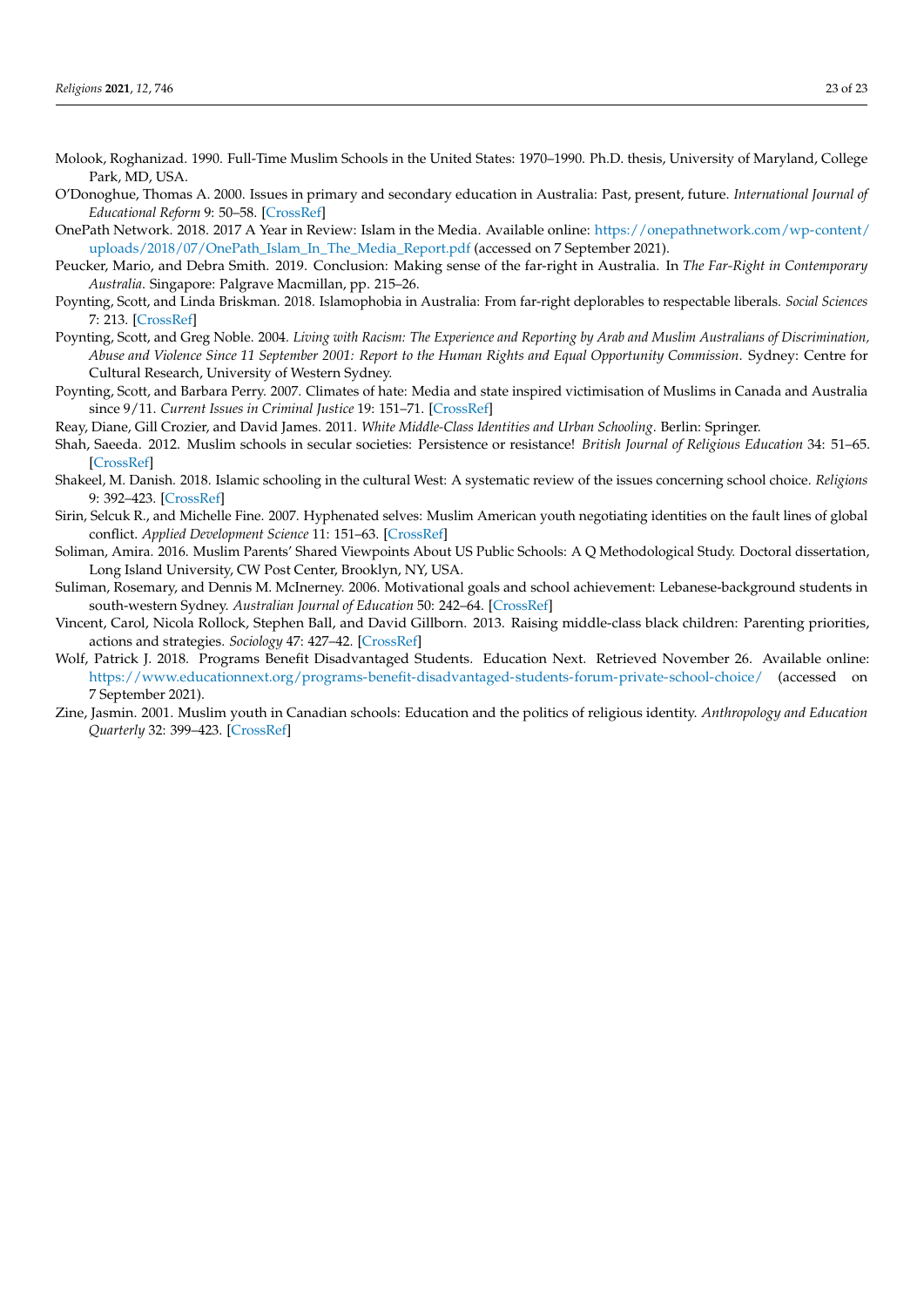Molook, Roghanizad. 1990. Full-Time Muslim Schools in the United States: 1970–1990. Ph.D. thesis, University of Maryland, College Park, MD, USA.

O'Donoghue, Thomas A. 2000. Issues in primary and secondary education in Australia: Past, present, future. *International Journal of Educational Reform* 9: 50–58. [CrossRef]

OnePath Network. 2018. 2017 A Year in Review: Islam in the Media. Available online: https://onepathnetwork.com/wp-content/uploads/2018/07/OnePath_Islam_In_The_Media_Report.pdf (accessed on 7 September 2021).

Peucker, Mario, and Debra Smith. 2019. Conclusion: Making sense of the far-right in Australia. In *The Far-Right in Contemporary Australia*. Singapore: Palgrave Macmillan, pp. 215–26.

Poynting, Scott, and Linda Briskman. 2018. Islamophobia in Australia: From far-right deplorables to respectable liberals. *Social Sciences* 7: 213. [CrossRef]

Poynting, Scott, and Greg Noble. 2004. *Living with Racism: The Experience and Reporting by Arab and Muslim Australians of Discrimination, Abuse and Violence Since 11 September 2001: Report to the Human Rights and Equal Opportunity Commission*. Sydney: Centre for Cultural Research, University of Western Sydney.

Poynting, Scott, and Barbara Perry. 2007. Climates of hate: Media and state inspired victimisation of Muslims in Canada and Australia since 9/11. *Current Issues in Criminal Justice* 19: 151–71. [CrossRef]

Reay, Diane, Gill Crozier, and David James. 2011. *White Middle-Class Identities and Urban Schooling*. Berlin: Springer.

Shah, Saeeda. 2012. Muslim schools in secular societies: Persistence or resistance! *British Journal of Religious Education* 34: 51–65. [CrossRef]

Shakeel, M. Danish. 2018. Islamic schooling in the cultural West: A systematic review of the issues concerning school choice. *Religions* 9: 392–423. [CrossRef]

Sirin, Selcuk R., and Michelle Fine. 2007. Hyphenated selves: Muslim American youth negotiating identities on the fault lines of global conflict. *Applied Development Science* 11: 151–63. [CrossRef]

Soliman, Amira. 2016. Muslim Parents' Shared Viewpoints About US Public Schools: A Q Methodological Study. Doctoral dissertation, Long Island University, CW Post Center, Brooklyn, NY, USA.

Suliman, Rosemary, and Dennis M. McInerney. 2006. Motivational goals and school achievement: Lebanese-background students in south-western Sydney. *Australian Journal of Education* 50: 242–64. [CrossRef]

Vincent, Carol, Nicola Rollock, Stephen Ball, and David Gillborn. 2013. Raising middle-class black children: Parenting priorities, actions and strategies. *Sociology* 47: 427–42. [CrossRef]

Wolf, Patrick J. 2018. Programs Benefit Disadvantaged Students. Education Next. Retrieved November 26. Available online: https://www.educationnext.org/programs-benefit-disadvantaged-students-forum-private-school-choice/ (accessed on 7 September 2021).

Zine, Jasmin. 2001. Muslim youth in Canadian schools: Education and the politics of religious identity. *Anthropology and Education Quarterly* 32: 399–423. [CrossRef]